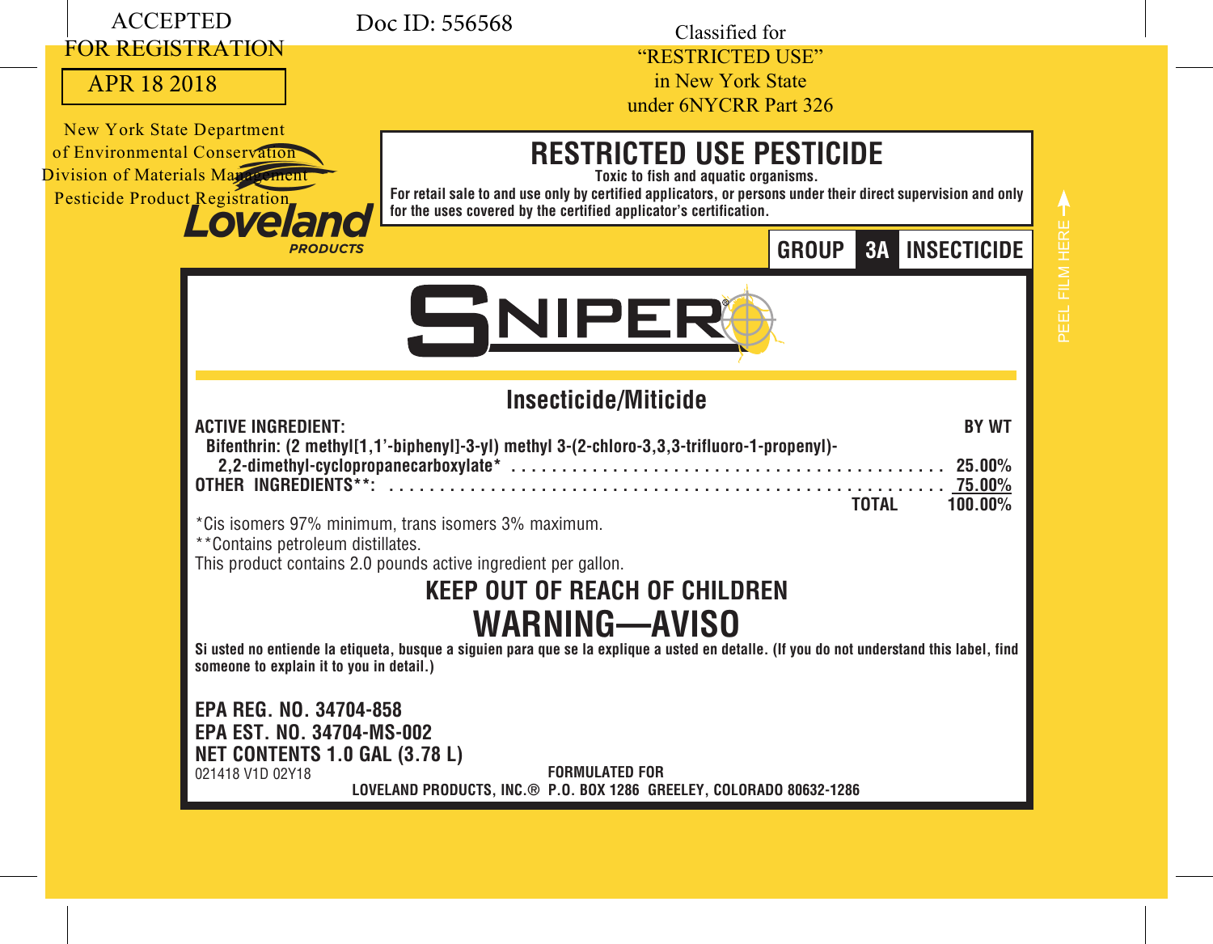ACCEPTED
FOR REGISTRATION

APR 18 2018

New York State Department
of Environmental Conservation
Division of Materials Management
Pesticide Product Registration

Doc ID: 556568

Classified for
"RESTRICTED USE"
in New York State
under 6NYCRR Part 326

Loveland
PRODUCTS

# RESTRICTED USE PESTICIDE

**Toxic to fish and aquatic organisms.**

**For retail sale to and use only by certified applicators, or persons under their direct supervision and only for the uses covered by the certified applicator's certification.**

**GROUP 3A INSECTICIDE**

PEEL FILM HERE

# SNIPER®

## Insecticide/Miticide

| **ACTIVE INGREDIENT:** | **BY WT** |
|---|---|
| **Bifenthrin: (2 methyl[1,1'-biphenyl]-3-yl) methyl 3-(2-chloro-3,3,3-trifluoro-1-propenyl)-2,2-dimethyl-cyclopropanecarboxylate*** | **25.00%** |
| **OTHER INGREDIENTS**:** | **75.00%** |
| **TOTAL** | **100.00%** |

*Cis isomers 97% minimum, trans isomers 3% maximum.

**Contains petroleum distillates.

This product contains 2.0 pounds active ingredient per gallon.

## KEEP OUT OF REACH OF CHILDREN

# WARNING—AVISO

**Si usted no entiende la etiqueta, busque a siguien para que se la explique a usted en detalle. (If you do not understand this label, find someone to explain it to you in detail.)**

**EPA REG. NO. 34704-858**

**EPA EST. NO. 34704-MS-002**

**NET CONTENTS 1.0 GAL (3.78 L)**

021418 V1D 02Y18

**FORMULATED FOR**

**LOVELAND PRODUCTS, INC.® P.O. BOX 1286 GREELEY, COLORADO 80632-1286**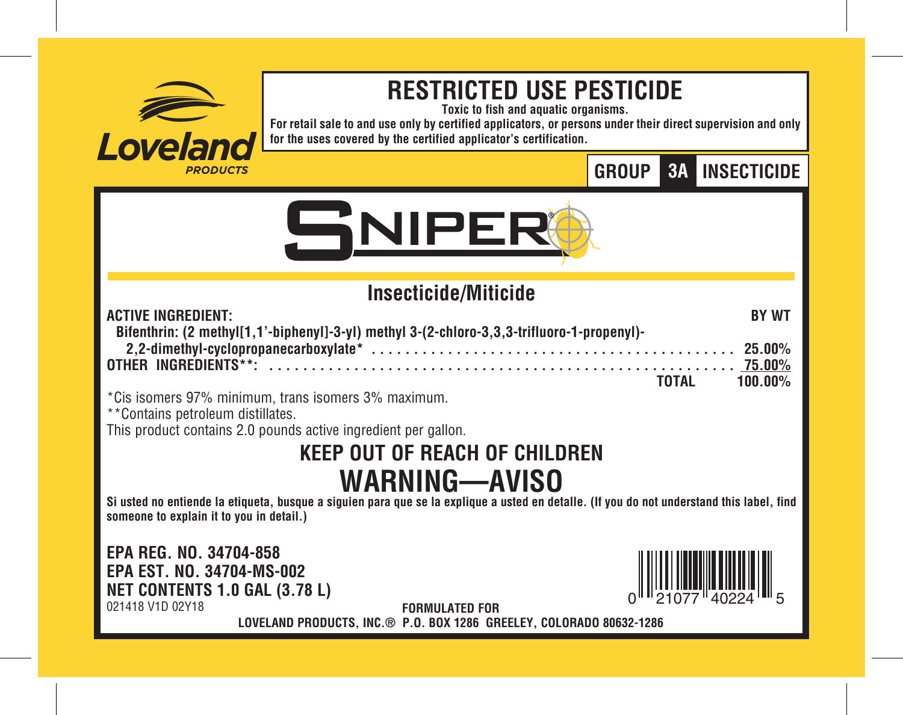Loveland PRODUCTS

# RESTRICTED USE PESTICIDE

**Toxic to fish and aquatic organisms.**

**For retail sale to and use only by certified applicators, or persons under their direct supervision and only for the uses covered by the certified applicator's certification.**

**GROUP 3A INSECTICIDE**

# SNIPER®

## Insecticide/Miticide

| **ACTIVE INGREDIENT:** | **BY WT** |
|---|---|
| **Bifenthrin: (2 methyl[1,1'-biphenyl]-3-yl) methyl 3-(2-chloro-3,3,3-trifluoro-1-propenyl)-2,2-dimethyl-cyclopropanecarboxylate*** | **25.00%** |
| **OTHER INGREDIENTS**:** | **75.00%** |
| **TOTAL** | **100.00%** |

*Cis isomers 97% minimum, trans isomers 3% maximum.

**Contains petroleum distillates.

This product contains 2.0 pounds active ingredient per gallon.

## KEEP OUT OF REACH OF CHILDREN

# WARNING—AVISO

**Si usted no entiende la etiqueta, busque a siguien para que se la explique a usted en detalle. (If you do not understand this label, find someone to explain it to you in detail.)**

**EPA REG. NO. 34704-858**
**EPA EST. NO. 34704-MS-002**
**NET CONTENTS 1.0 GAL (3.78 L)**
021418 V1D 02Y18

0 21077 40224 5

**FORMULATED FOR**
**LOVELAND PRODUCTS, INC.® P.O. BOX 1286 GREELEY, COLORADO 80632-1286**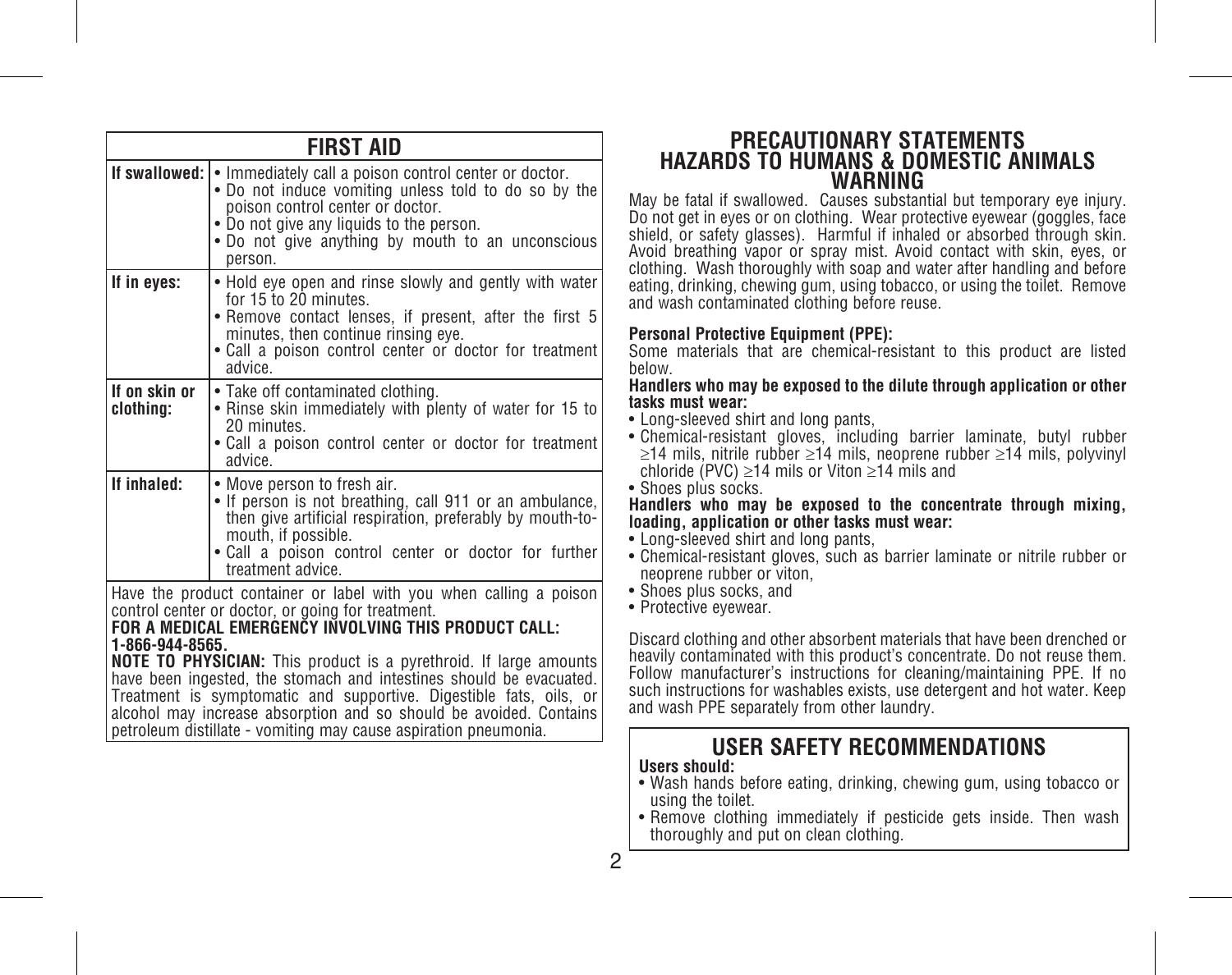## FIRST AID

| | |
|---|---|
| **If swallowed:** | • Immediately call a poison control center or doctor.<br>• Do not induce vomiting unless told to do so by the poison control center or doctor.<br>• Do not give any liquids to the person.<br>• Do not give anything by mouth to an unconscious person. |
| **If in eyes:** | • Hold eye open and rinse slowly and gently with water for 15 to 20 minutes.<br>• Remove contact lenses, if present, after the first 5 minutes, then continue rinsing eye.<br>• Call a poison control center or doctor for treatment advice. |
| **If on skin or clothing:** | • Take off contaminated clothing.<br>• Rinse skin immediately with plenty of water for 15 to 20 minutes.<br>• Call a poison control center or doctor for treatment advice. |
| **If inhaled:** | • Move person to fresh air.<br>• If person is not breathing, call 911 or an ambulance, then give artificial respiration, preferably by mouth-to-mouth, if possible.<br>• Call a poison control center or doctor for further treatment advice. |

Have the product container or label with you when calling a poison control center or doctor, or going for treatment.

**FOR A MEDICAL EMERGENCY INVOLVING THIS PRODUCT CALL: 1-866-944-8565.**

**NOTE TO PHYSICIAN:** This product is a pyrethroid. If large amounts have been ingested, the stomach and intestines should be evacuated. Treatment is symptomatic and supportive. Digestible fats, oils, or alcohol may increase absorption and so should be avoided. Contains petroleum distillate - vomiting may cause aspiration pneumonia.

## PRECAUTIONARY STATEMENTS
## HAZARDS TO HUMANS & DOMESTIC ANIMALS
### WARNING

May be fatal if swallowed. Causes substantial but temporary eye injury. Do not get in eyes or on clothing. Wear protective eyewear (goggles, face shield, or safety glasses). Harmful if inhaled or absorbed through skin. Avoid breathing vapor or spray mist. Avoid contact with skin, eyes, or clothing. Wash thoroughly with soap and water after handling and before eating, drinking, chewing gum, using tobacco, or using the toilet. Remove and wash contaminated clothing before reuse.

**Personal Protective Equipment (PPE):**

Some materials that are chemical-resistant to this product are listed below.

**Handlers who may be exposed to the dilute through application or other tasks must wear:**

- Long-sleeved shirt and long pants,
- Chemical-resistant gloves, including barrier laminate, butyl rubber ≥14 mils, nitrile rubber ≥14 mils, neoprene rubber ≥14 mils, polyvinyl chloride (PVC) ≥14 mils or Viton ≥14 mils and
- Shoes plus socks.

**Handlers who may be exposed to the concentrate through mixing, loading, application or other tasks must wear:**

- Long-sleeved shirt and long pants,
- Chemical-resistant gloves, such as barrier laminate or nitrile rubber or neoprene rubber or viton,
- Shoes plus socks, and
- Protective eyewear.

Discard clothing and other absorbent materials that have been drenched or heavily contaminated with this product's concentrate. Do not reuse them. Follow manufacturer's instructions for cleaning/maintaining PPE. If no such instructions for washables exists, use detergent and hot water. Keep and wash PPE separately from other laundry.

## USER SAFETY RECOMMENDATIONS

**Users should:**

- Wash hands before eating, drinking, chewing gum, using tobacco or using the toilet.
- Remove clothing immediately if pesticide gets inside. Then wash thoroughly and put on clean clothing.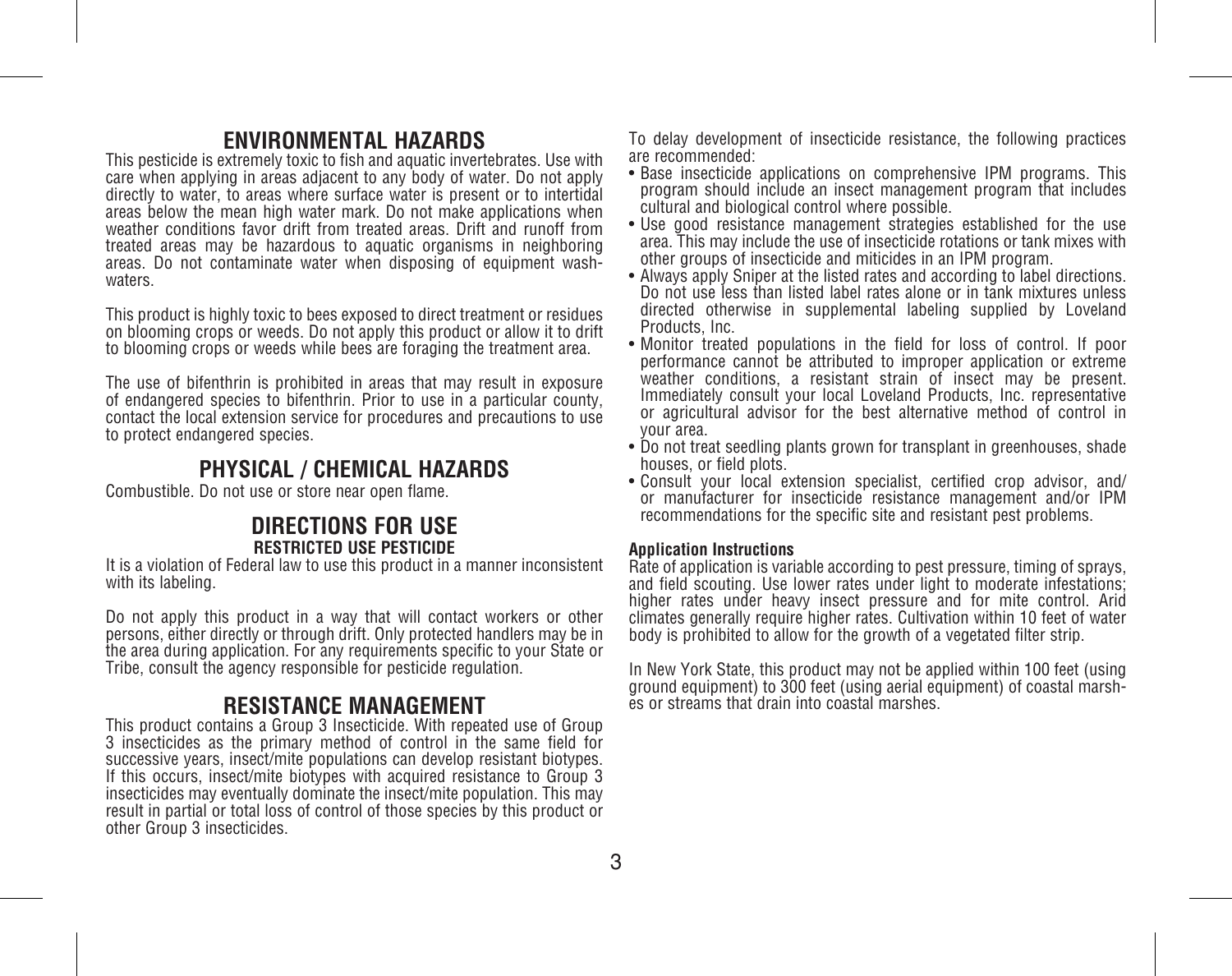## ENVIRONMENTAL HAZARDS

This pesticide is extremely toxic to fish and aquatic invertebrates. Use with care when applying in areas adjacent to any body of water. Do not apply directly to water, to areas where surface water is present or to intertidal areas below the mean high water mark. Do not make applications when weather conditions favor drift from treated areas. Drift and runoff from treated areas may be hazardous to aquatic organisms in neighboring areas. Do not contaminate water when disposing of equipment wash-waters.

This product is highly toxic to bees exposed to direct treatment or residues on blooming crops or weeds. Do not apply this product or allow it to drift to blooming crops or weeds while bees are foraging the treatment area.

The use of bifenthrin is prohibited in areas that may result in exposure of endangered species to bifenthrin. Prior to use in a particular county, contact the local extension service for procedures and precautions to use to protect endangered species.

## PHYSICAL / CHEMICAL HAZARDS

Combustible. Do not use or store near open flame.

## DIRECTIONS FOR USE

**RESTRICTED USE PESTICIDE**

It is a violation of Federal law to use this product in a manner inconsistent with its labeling.

Do not apply this product in a way that will contact workers or other persons, either directly or through drift. Only protected handlers may be in the area during application. For any requirements specific to your State or Tribe, consult the agency responsible for pesticide regulation.

## RESISTANCE MANAGEMENT

This product contains a Group 3 Insecticide. With repeated use of Group 3 insecticides as the primary method of control in the same field for successive years, insect/mite populations can develop resistant biotypes. If this occurs, insect/mite biotypes with acquired resistance to Group 3 insecticides may eventually dominate the insect/mite population. This may result in partial or total loss of control of those species by this product or other Group 3 insecticides.

To delay development of insecticide resistance, the following practices are recommended:

- Base insecticide applications on comprehensive IPM programs. This program should include an insect management program that includes cultural and biological control where possible.
- Use good resistance management strategies established for the use area. This may include the use of insecticide rotations or tank mixes with other groups of insecticide and miticides in an IPM program.
- Always apply Sniper at the listed rates and according to label directions. Do not use less than listed label rates alone or in tank mixtures unless directed otherwise in supplemental labeling supplied by Loveland Products, Inc.
- Monitor treated populations in the field for loss of control. If poor performance cannot be attributed to improper application or extreme weather conditions, a resistant strain of insect may be present. Immediately consult your local Loveland Products, Inc. representative or agricultural advisor for the best alternative method of control in your area.
- Do not treat seedling plants grown for transplant in greenhouses, shade houses, or field plots.
- Consult your local extension specialist, certified crop advisor, and/or manufacturer for insecticide resistance management and/or IPM recommendations for the specific site and resistant pest problems.

**Application Instructions**

Rate of application is variable according to pest pressure, timing of sprays, and field scouting. Use lower rates under light to moderate infestations; higher rates under heavy insect pressure and for mite control. Arid climates generally require higher rates. Cultivation within 10 feet of water body is prohibited to allow for the growth of a vegetated filter strip.

In New York State, this product may not be applied within 100 feet (using ground equipment) to 300 feet (using aerial equipment) of coastal marshes or streams that drain into coastal marshes.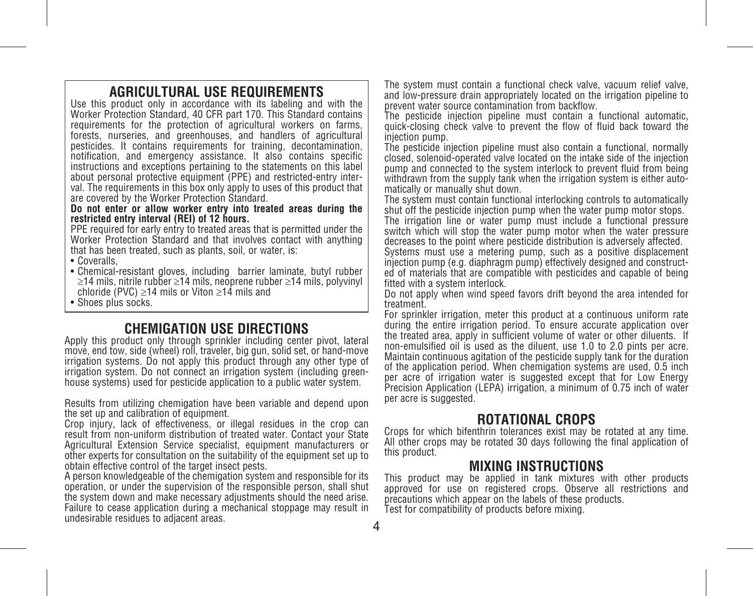## AGRICULTURAL USE REQUIREMENTS

Use this product only in accordance with its labeling and with the Worker Protection Standard, 40 CFR part 170. This Standard contains requirements for the protection of agricultural workers on farms, forests, nurseries, and greenhouses, and handlers of agricultural pesticides. It contains requirements for training, decontamination, notification, and emergency assistance. It also contains specific instructions and exceptions pertaining to the statements on this label about personal protective equipment (PPE) and restricted-entry interval. The requirements in this box only apply to uses of this product that are covered by the Worker Protection Standard.

**Do not enter or allow worker entry into treated areas during the restricted entry interval (REI) of 12 hours.**

PPE required for early entry to treated areas that is permitted under the Worker Protection Standard and that involves contact with anything that has been treated, such as plants, soil, or water, is:

- Coveralls,
- Chemical-resistant gloves, including barrier laminate, butyl rubber ≥14 mils, nitrile rubber ≥14 mils, neoprene rubber ≥14 mils, polyvinyl chloride (PVC) ≥14 mils or Viton ≥14 mils and
- Shoes plus socks.

## CHEMIGATION USE DIRECTIONS

Apply this product only through sprinkler including center pivot, lateral move, end tow, side (wheel) roll, traveler, big gun, solid set, or hand-move irrigation systems. Do not apply this product through any other type of irrigation system. Do not connect an irrigation system (including greenhouse systems) used for pesticide application to a public water system.

Results from utilizing chemigation have been variable and depend upon the set up and calibration of equipment.

Crop injury, lack of effectiveness, or illegal residues in the crop can result from non-uniform distribution of treated water. Contact your State Agricultural Extension Service specialist, equipment manufacturers or other experts for consultation on the suitability of the equipment set up to obtain effective control of the target insect pests.

A person knowledgeable of the chemigation system and responsible for its operation, or under the supervision of the responsible person, shall shut the system down and make necessary adjustments should the need arise. Failure to cease application during a mechanical stoppage may result in undesirable residues to adjacent areas.

The system must contain a functional check valve, vacuum relief valve, and low-pressure drain appropriately located on the irrigation pipeline to prevent water source contamination from backflow.

The pesticide injection pipeline must contain a functional automatic, quick-closing check valve to prevent the flow of fluid back toward the injection pump.

The pesticide injection pipeline must also contain a functional, normally closed, solenoid-operated valve located on the intake side of the injection pump and connected to the system interlock to prevent fluid from being withdrawn from the supply tank when the irrigation system is either automatically or manually shut down.

The system must contain functional interlocking controls to automatically shut off the pesticide injection pump when the water pump motor stops.

The irrigation line or water pump must include a functional pressure switch which will stop the water pump motor when the water pressure decreases to the point where pesticide distribution is adversely affected.

Systems must use a metering pump, such as a positive displacement injection pump (e.g. diaphragm pump) effectively designed and constructed of materials that are compatible with pesticides and capable of being fitted with a system interlock.

Do not apply when wind speed favors drift beyond the area intended for treatment.

For sprinkler irrigation, meter this product at a continuous uniform rate during the entire irrigation period. To ensure accurate application over the treated area, apply in sufficient volume of water or other diluents. If non-emulsified oil is used as the diluent, use 1.0 to 2.0 pints per acre. Maintain continuous agitation of the pesticide supply tank for the duration of the application period. When chemigation systems are used, 0.5 inch per acre of irrigation water is suggested except that for Low Energy Precision Application (LEPA) irrigation, a minimum of 0.75 inch of water per acre is suggested.

## ROTATIONAL CROPS

Crops for which bifenthrin tolerances exist may be rotated at any time. All other crops may be rotated 30 days following the final application of this product.

## MIXING INSTRUCTIONS

This product may be applied in tank mixtures with other products approved for use on registered crops. Observe all restrictions and precautions which appear on the labels of these products.

Test for compatibility of products before mixing.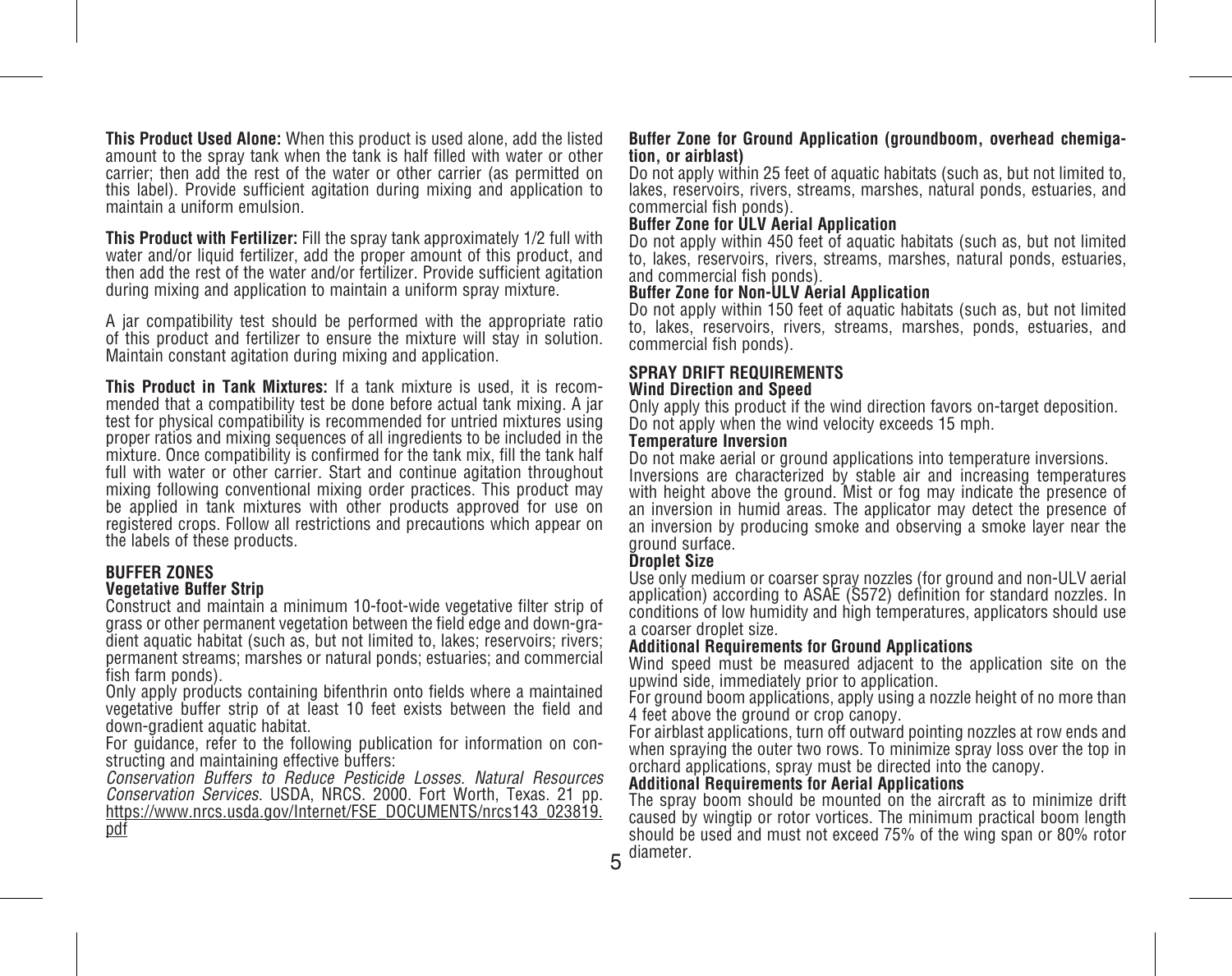**This Product Used Alone:** When this product is used alone, add the listed amount to the spray tank when the tank is half filled with water or other carrier; then add the rest of the water or other carrier (as permitted on this label). Provide sufficient agitation during mixing and application to maintain a uniform emulsion.

**This Product with Fertilizer:** Fill the spray tank approximately 1/2 full with water and/or liquid fertilizer, add the proper amount of this product, and then add the rest of the water and/or fertilizer. Provide sufficient agitation during mixing and application to maintain a uniform spray mixture.

A jar compatibility test should be performed with the appropriate ratio of this product and fertilizer to ensure the mixture will stay in solution. Maintain constant agitation during mixing and application.

**This Product in Tank Mixtures:** If a tank mixture is used, it is recommended that a compatibility test be done before actual tank mixing. A jar test for physical compatibility is recommended for untried mixtures using proper ratios and mixing sequences of all ingredients to be included in the mixture. Once compatibility is confirmed for the tank mix, fill the tank half full with water or other carrier. Start and continue agitation throughout mixing following conventional mixing order practices. This product may be applied in tank mixtures with other products approved for use on registered crops. Follow all restrictions and precautions which appear on the labels of these products.

## BUFFER ZONES

### Vegetative Buffer Strip

Construct and maintain a minimum 10-foot-wide vegetative filter strip of grass or other permanent vegetation between the field edge and down-gradient aquatic habitat (such as, but not limited to, lakes; reservoirs; rivers; permanent streams; marshes or natural ponds; estuaries; and commercial fish farm ponds).

Only apply products containing bifenthrin onto fields where a maintained vegetative buffer strip of at least 10 feet exists between the field and down-gradient aquatic habitat.

For guidance, refer to the following publication for information on constructing and maintaining effective buffers:

*Conservation Buffers to Reduce Pesticide Losses. Natural Resources Conservation Services.* USDA, NRCS. 2000. Fort Worth, Texas. 21 pp. https://www.nrcs.usda.gov/Internet/FSE_DOCUMENTS/nrcs143_023819.pdf

### Buffer Zone for Ground Application (groundboom, overhead chemigation, or airblast)

Do not apply within 25 feet of aquatic habitats (such as, but not limited to, lakes, reservoirs, rivers, streams, marshes, natural ponds, estuaries, and commercial fish ponds).

### Buffer Zone for ULV Aerial Application

Do not apply within 450 feet of aquatic habitats (such as, but not limited to, lakes, reservoirs, rivers, streams, marshes, natural ponds, estuaries, and commercial fish ponds).

### Buffer Zone for Non-ULV Aerial Application

Do not apply within 150 feet of aquatic habitats (such as, but not limited to, lakes, reservoirs, rivers, streams, marshes, ponds, estuaries, and commercial fish ponds).

## SPRAY DRIFT REQUIREMENTS

### Wind Direction and Speed

Only apply this product if the wind direction favors on-target deposition. Do not apply when the wind velocity exceeds 15 mph.

### Temperature Inversion

Do not make aerial or ground applications into temperature inversions. Inversions are characterized by stable air and increasing temperatures with height above the ground. Mist or fog may indicate the presence of an inversion in humid areas. The applicator may detect the presence of an inversion by producing smoke and observing a smoke layer near the ground surface.

### Droplet Size

Use only medium or coarser spray nozzles (for ground and non-ULV aerial application) according to ASAE (S572) definition for standard nozzles. In conditions of low humidity and high temperatures, applicators should use a coarser droplet size.

### Additional Requirements for Ground Applications

Wind speed must be measured adjacent to the application site on the upwind side, immediately prior to application.

For ground boom applications, apply using a nozzle height of no more than 4 feet above the ground or crop canopy.

For airblast applications, turn off outward pointing nozzles at row ends and when spraying the outer two rows. To minimize spray loss over the top in orchard applications, spray must be directed into the canopy.

### Additional Requirements for Aerial Applications

The spray boom should be mounted on the aircraft as to minimize drift caused by wingtip or rotor vortices. The minimum practical boom length should be used and must not exceed 75% of the wing span or 80% rotor diameter.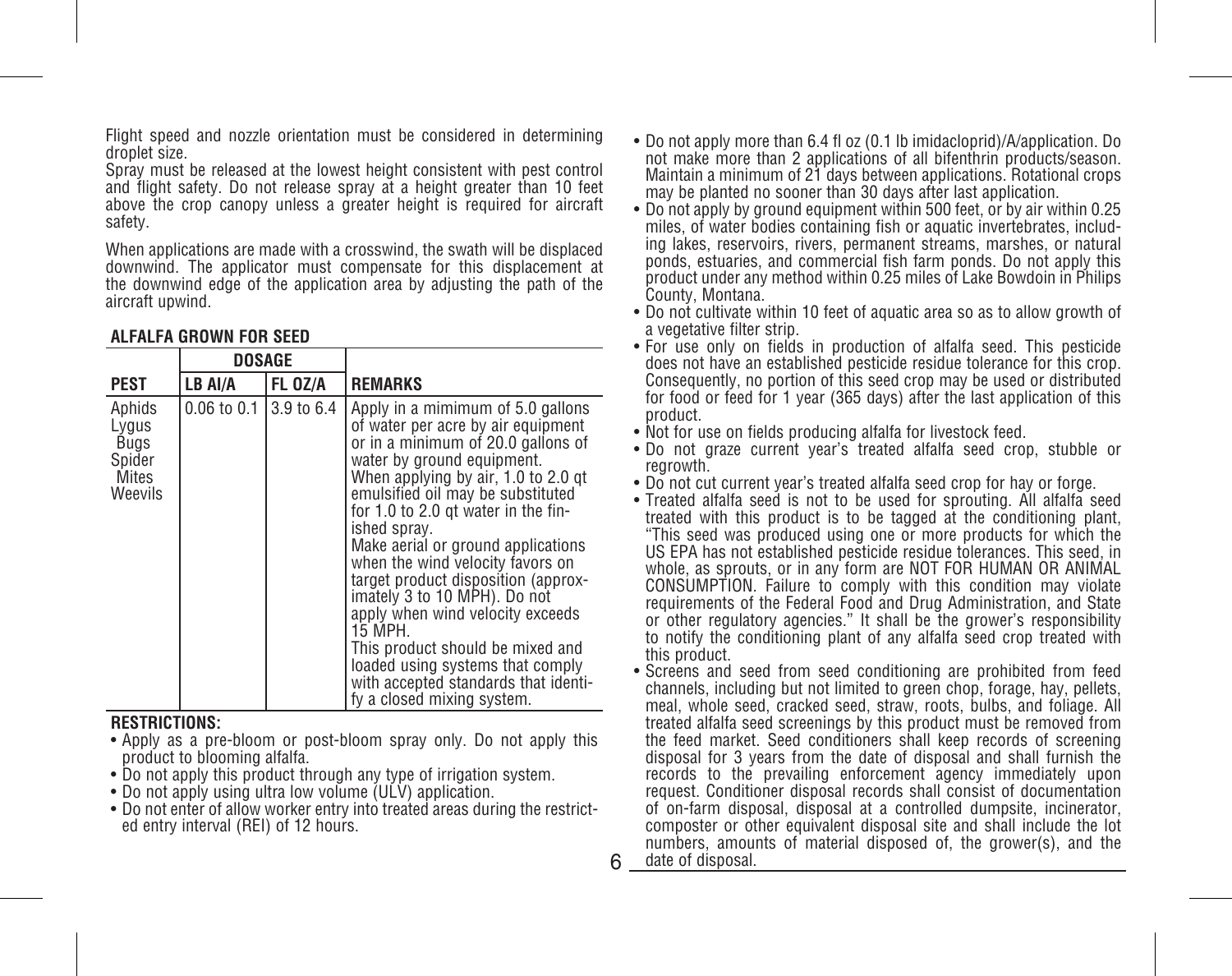Flight speed and nozzle orientation must be considered in determining droplet size.
Spray must be released at the lowest height consistent with pest control and flight safety. Do not release spray at a height greater than 10 feet above the crop canopy unless a greater height is required for aircraft safety.

When applications are made with a crosswind, the swath will be displaced downwind. The applicator must compensate for this displacement at the downwind edge of the application area by adjusting the path of the aircraft upwind.

**ALFALFA GROWN FOR SEED**

| | DOSAGE | | |
|---|---|---|---|
| **PEST** | **LB AI/A** | **FL OZ/A** | **REMARKS** |
| Aphids<br>Lygus<br>Bugs<br>Spider<br>Mites<br>Weevils | 0.06 to 0.1 | 3.9 to 6.4 | Apply in a mimimum of 5.0 gallons of water per acre by air equipment or in a minimum of 20.0 gallons of water by ground equipment.<br>When applying by air, 1.0 to 2.0 qt emulsified oil may be substituted for 1.0 to 2.0 qt water in the finished spray.<br>Make aerial or ground applications when the wind velocity favors on target product disposition (approximately 3 to 10 MPH). Do not apply when wind velocity exceeds 15 MPH.<br>This product should be mixed and loaded using systems that comply with accepted standards that identify a closed mixing system. |

**RESTRICTIONS:**

- Apply as a pre-bloom or post-bloom spray only. Do not apply this product to blooming alfalfa.
- Do not apply this product through any type of irrigation system.
- Do not apply using ultra low volume (ULV) application.
- Do not enter of allow worker entry into treated areas during the restricted entry interval (REI) of 12 hours.
- Do not apply more than 6.4 fl oz (0.1 lb imidacloprid)/A/application. Do not make more than 2 applications of all bifenthrin products/season. Maintain a minimum of 21 days between applications. Rotational crops may be planted no sooner than 30 days after last application.
- Do not apply by ground equipment within 500 feet, or by air within 0.25 miles, of water bodies containing fish or aquatic invertebrates, including lakes, reservoirs, rivers, permanent streams, marshes, or natural ponds, estuaries, and commercial fish farm ponds. Do not apply this product under any method within 0.25 miles of Lake Bowdoin in Philips County, Montana.
- Do not cultivate within 10 feet of aquatic area so as to allow growth of a vegetative filter strip.
- For use only on fields in production of alfalfa seed. This pesticide does not have an established pesticide residue tolerance for this crop. Consequently, no portion of this seed crop may be used or distributed for food or feed for 1 year (365 days) after the last application of this product.
- Not for use on fields producing alfalfa for livestock feed.
- Do not graze current year's treated alfalfa seed crop, stubble or regrowth.
- Do not cut current year's treated alfalfa seed crop for hay or forge.
- Treated alfalfa seed is not to be used for sprouting. All alfalfa seed treated with this product is to be tagged at the conditioning plant, "This seed was produced using one or more products for which the US EPA has not established pesticide residue tolerances. This seed, in whole, as sprouts, or in any form are NOT FOR HUMAN OR ANIMAL CONSUMPTION. Failure to comply with this condition may violate requirements of the Federal Food and Drug Administration, and State or other regulatory agencies." It shall be the grower's responsibility to notify the conditioning plant of any alfalfa seed crop treated with this product.
- Screens and seed from seed conditioning are prohibited from feed channels, including but not limited to green chop, forage, hay, pellets, meal, whole seed, cracked seed, straw, roots, bulbs, and foliage. All treated alfalfa seed screenings by this product must be removed from the feed market. Seed conditioners shall keep records of screening disposal for 3 years from the date of disposal and shall furnish the records to the prevailing enforcement agency immediately upon request. Conditioner disposal records shall consist of documentation of on-farm disposal, disposal at a controlled dumpsite, incinerator, composter or other equivalent disposal site and shall include the lot numbers, amounts of material disposed of, the grower(s), and the date of disposal.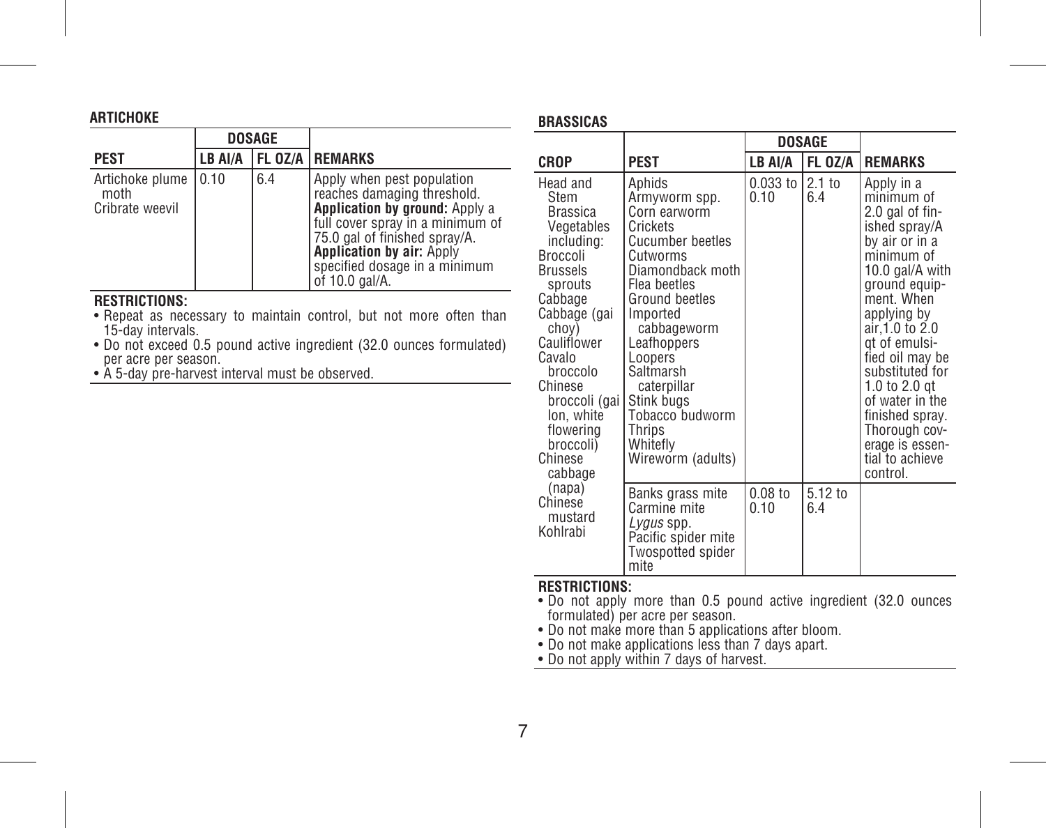### ARTICHOKE

| PEST | DOSAGE | | REMARKS |
|---|---|---|---|
| | LB AI/A | FL OZ/A | |
| Artichoke plume moth<br>Cribrate weevil | 0.10 | 6.4 | Apply when pest population reaches damaging threshold. **Application by ground:** Apply a full cover spray in a minimum of 75.0 gal of finished spray/A. **Application by air:** Apply specified dosage in a minimum of 10.0 gal/A. |

**RESTRICTIONS:**

- Repeat as necessary to maintain control, but not more often than 15-day intervals.
- Do not exceed 0.5 pound active ingredient (32.0 ounces formulated) per acre per season.
- A 5-day pre-harvest interval must be observed.

### BRASSICAS

| CROP | PEST | DOSAGE | | REMARKS |
|---|---|---|---|---|
| | | LB AI/A | FL OZ/A | |
| Head and Stem Brassica Vegetables including:<br>Broccoli<br>Brussels sprouts<br>Cabbage<br>Cabbage (gai choy)<br>Cauliflower<br>Cavalo broccolo<br>Chinese broccoli (gai lon, white flowering broccoli)<br>Chinese cabbage (napa)<br>Chinese mustard<br>Kohlrabi | Aphids<br>Armyworm spp.<br>Corn earworm<br>Crickets<br>Cucumber beetles<br>Cutworms<br>Diamondback moth<br>Flea beetles<br>Ground beetles<br>Imported cabbageworm<br>Leafhoppers<br>Loopers<br>Saltmarsh caterpillar<br>Stink bugs<br>Tobacco budworm<br>Thrips<br>Whitefly<br>Wireworm (adults) | 0.033 to 0.10 | 2.1 to 6.4 | Apply in a minimum of 2.0 gal of finished spray/A by air or in a minimum of 10.0 gal/A with ground equipment. When applying by air, 1.0 to 2.0 qt of emulsified oil may be substituted for 1.0 to 2.0 qt of water in the finished spray. Thorough coverage is essential to achieve control. |
| | Banks grass mite<br>Carmine mite<br>*Lygus* spp.<br>Pacific spider mite<br>Twospotted spider mite | 0.08 to 0.10 | 5.12 to 6.4 | |

**RESTRICTIONS:**

- Do not apply more than 0.5 pound active ingredient (32.0 ounces formulated) per acre per season.
- Do not make more than 5 applications after bloom.
- Do not make applications less than 7 days apart.
- Do not apply within 7 days of harvest.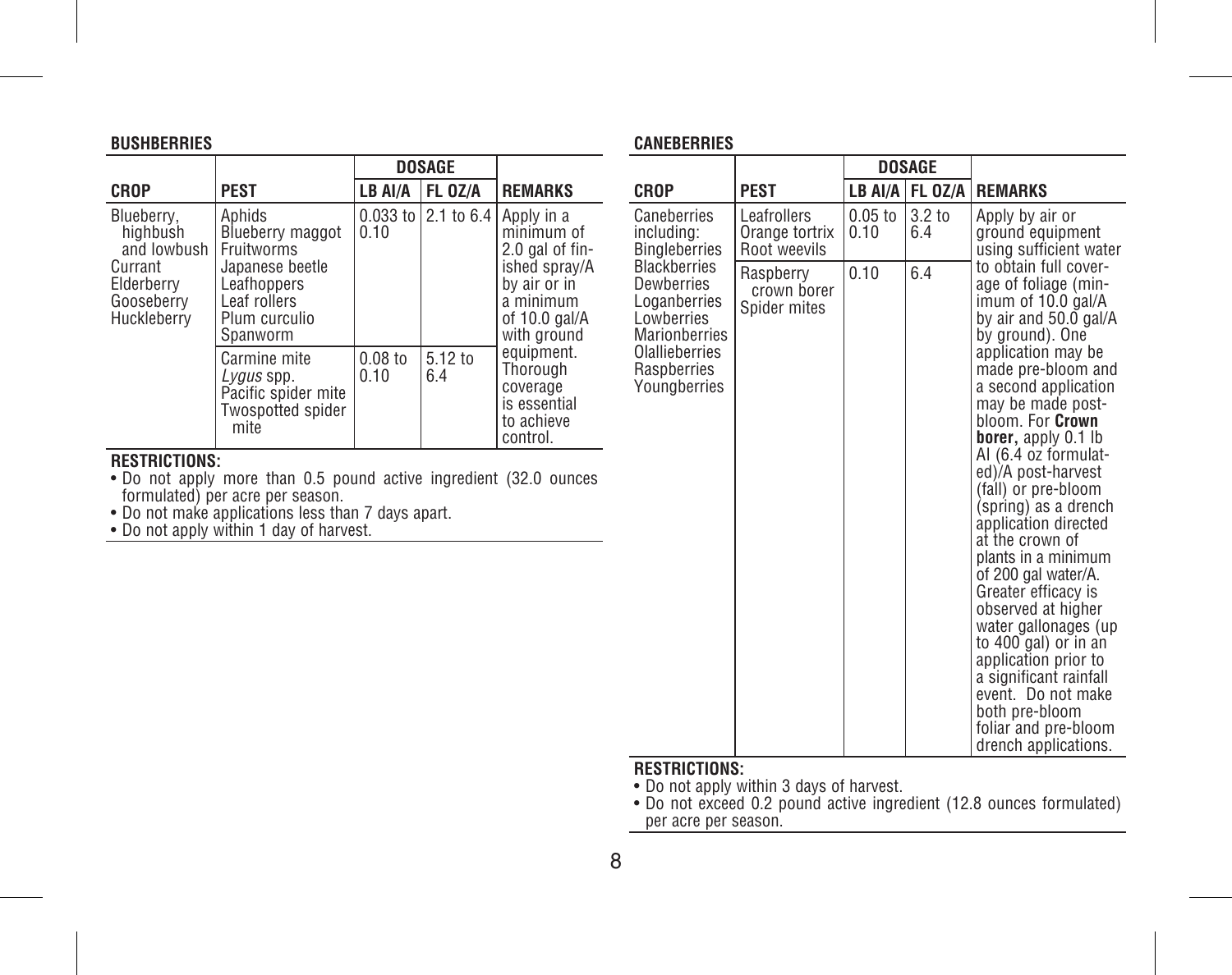## BUSHBERRIES

| CROP | PEST | DOSAGE | | REMARKS |
|---|---|---|---|---|
| | | LB AI/A | FL OZ/A | |
| Blueberry, highbush and lowbush<br>Currant<br>Elderberry<br>Gooseberry<br>Huckleberry | Aphids<br>Blueberry maggot<br>Fruitworms<br>Japanese beetle<br>Leafhoppers<br>Leaf rollers<br>Plum curculio<br>Spanworm | 0.033 to 0.10 | 2.1 to 6.4 | Apply in a minimum of 2.0 gal of finished spray/A by air or in a minimum of 10.0 gal/A with ground equipment. Thorough coverage is essential to achieve control. |
| | Carmine mite<br>*Lygus* spp.<br>Pacific spider mite<br>Twospotted spider mite | 0.08 to 0.10 | 5.12 to 6.4 | |

**RESTRICTIONS:**
- Do not apply more than 0.5 pound active ingredient (32.0 ounces formulated) per acre per season.
- Do not make applications less than 7 days apart.
- Do not apply within 1 day of harvest.

## CANEBERRIES

| CROP | PEST | DOSAGE | | REMARKS |
|---|---|---|---|---|
| | | LB AI/A | FL OZ/A | |
| Caneberries including:<br>Bingleberries<br>Blackberries<br>Dewberries<br>Loganberries<br>Lowberries<br>Marionberries<br>Olallieberries<br>Raspberries<br>Youngberries | Leafrollers<br>Orange tortrix<br>Root weevils | 0.05 to 0.10 | 3.2 to 6.4 | Apply by air or ground equipment using sufficient water to obtain full coverage of foliage (minimum of 10.0 gal/A by air and 50.0 gal/A by ground). One application may be made pre-bloom and a second application may be made post-bloom. For **Crown borer,** apply 0.1 lb AI (6.4 oz formulated)/A post-harvest (fall) or pre-bloom (spring) as a drench application directed at the crown of plants in a minimum of 200 gal water/A. Greater efficacy is observed at higher water gallonages (up to 400 gal) or in an application prior to a significant rainfall event. Do not make both pre-bloom foliar and pre-bloom drench applications. |
| | Raspberry crown borer<br>Spider mites | 0.10 | 6.4 | |

**RESTRICTIONS:**
- Do not apply within 3 days of harvest.
- Do not exceed 0.2 pound active ingredient (12.8 ounces formulated) per acre per season.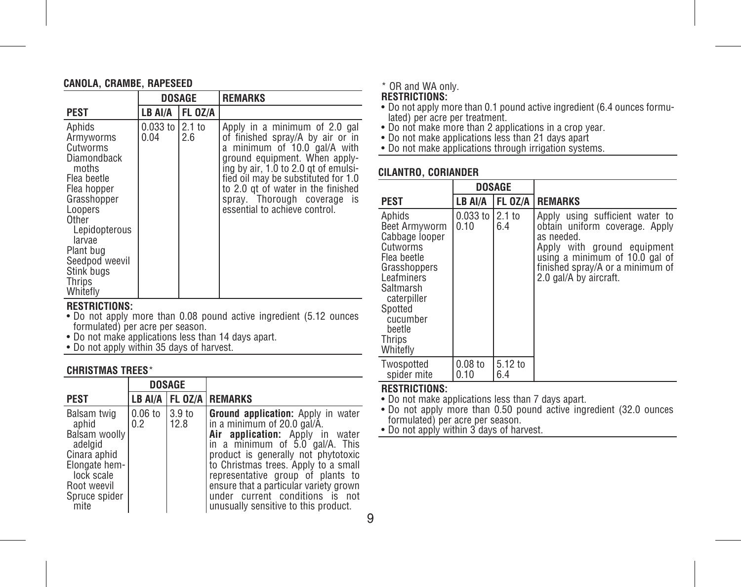### CANOLA, CRAMBE, RAPESEED

| PEST | DOSAGE | | REMARKS |
|---|---|---|---|
| | LB AI/A | FL OZ/A | |
| Aphids<br>Armyworms<br>Cutworms<br>Diamondback moths<br>Flea beetle<br>Flea hopper<br>Grasshopper<br>Loopers<br>Other Lepidopterous larvae<br>Plant bug<br>Seedpod weevil<br>Stink bugs<br>Thrips<br>Whitefly | 0.033 to 0.04 | 2.1 to 2.6 | Apply in a minimum of 2.0 gal of finished spray/A by air or in a minimum of 10.0 gal/A with ground equipment. When applying by air, 1.0 to 2.0 qt of emulsified oil may be substituted for 1.0 to 2.0 qt of water in the finished spray. Thorough coverage is essential to achieve control. |

**RESTRICTIONS:**

- Do not apply more than 0.08 pound active ingredient (5.12 ounces formulated) per acre per season.
- Do not make applications less than 14 days apart.
- Do not apply within 35 days of harvest.

### CHRISTMAS TREES*

| PEST | DOSAGE | | REMARKS |
|---|---|---|---|
| | LB AI/A | FL OZ/A | |
| Balsam twig aphid<br>Balsam woolly adelgid<br>Cinara aphid<br>Elongate hemlock scale<br>Root weevil<br>Spruce spider mite | 0.06 to 0.2 | 3.9 to 12.8 | **Ground application:** Apply in water in a minimum of 20.0 gal/A.<br>**Air application:** Apply in water in a minimum of 5.0 gal/A. This product is generally not phytotoxic to Christmas trees. Apply to a small representative group of plants to ensure that a particular variety grown under current conditions is not unusually sensitive to this product. |

\* OR and WA only.

**RESTRICTIONS:**

- Do not apply more than 0.1 pound active ingredient (6.4 ounces formulated) per acre per treatment.
- Do not make more than 2 applications in a crop year.
- Do not make applications less than 21 days apart
- Do not make applications through irrigation systems.

### CILANTRO, CORIANDER

| PEST | DOSAGE | | REMARKS |
|---|---|---|---|
| | LB AI/A | FL OZ/A | |
| Aphids<br>Beet Armyworm<br>Cabbage looper<br>Cutworms<br>Flea beetle<br>Grasshoppers<br>Leafminers<br>Saltmarsh caterpiller<br>Spotted cucumber beetle<br>Thrips<br>Whitefly | 0.033 to 0.10 | 2.1 to 6.4 | Apply using sufficient water to obtain uniform coverage. Apply as needed.<br>Apply with ground equipment using a minimum of 10.0 gal of finished spray/A or a minimum of 2.0 gal/A by aircraft. |
| Twospotted spider mite | 0.08 to 0.10 | 5.12 to 6.4 | |

**RESTRICTIONS:**

- Do not make applications less than 7 days apart.
- Do not apply more than 0.50 pound active ingredient (32.0 ounces formulated) per acre per season.
- Do not apply within 3 days of harvest.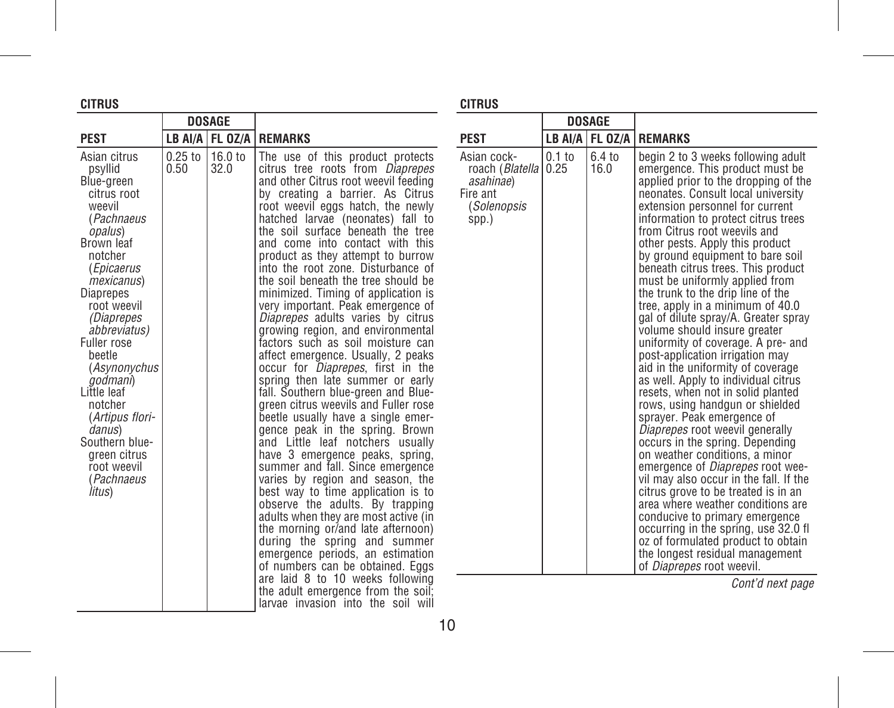**CITRUS**

| PEST | DOSAGE | | REMARKS |
|---|---|---|---|
| | LB AI/A | FL OZ/A | |
| Asian citrus psyllid<br>Blue-green citrus root weevil (*Pachnaeus opalus*)<br>Brown leaf notcher (*Epicaerus mexicanus*)<br>Diaprepes root weevil (*Diaprepes abbreviatus)*<br>Fuller rose beetle (*Asynonychus godmani*)<br>Little leaf notcher (*Artipus floridanus*)<br>Southern blue-green citrus root weevil (*Pachnaeus litus*)<br>Asian cockroach (*Blatella asahinae*)<br>Fire ant (*Solenopsis* spp.) | 0.25 to 0.50<br><br>0.1 to 0.25 | 16.0 to 32.0<br><br>6.4 to 16.0 | The use of this product protects citrus tree roots from *Diaprepes* and other Citrus root weevil feeding by creating a barrier. As Citrus root weevil eggs hatch, the newly hatched larvae (neonates) fall to the soil surface beneath the tree and come into contact with this product as they attempt to burrow into the root zone. Disturbance of the soil beneath the tree should be minimized. Timing of application is very important. Peak emergence of *Diaprepes* adults varies by citrus growing region, and environmental factors such as soil moisture can affect emergence. Usually, 2 peaks occur for *Diaprepes*, first in the spring then late summer or early fall. Southern blue-green and Blue-green citrus weevils and Fuller rose beetle usually have a single emergence peak in the spring. Brown and Little leaf notchers usually have 3 emergence peaks, spring, summer and fall. Since emergence varies by region and season, the best way to time application is to observe the adults. By trapping adults when they are most active (in the morning or/and late afternoon) during the spring and summer emergence periods, an estimation of numbers can be obtained. Eggs are laid 8 to 10 weeks following the adult emergence from the soil; larvae invasion into the soil will begin 2 to 3 weeks following adult emergence. This product must be applied prior to the dropping of the neonates. Consult local university extension personnel for current information to protect citrus trees from Citrus root weevils and other pests. Apply this product by ground equipment to bare soil beneath citrus trees. This product must be uniformly applied from the trunk to the drip line of the tree, apply in a minimum of 40.0 gal of dilute spray/A. Greater spray volume should insure greater uniformity of coverage. A pre- and post-application irrigation may aid in the uniformity of coverage as well. Apply to individual citrus resets, when not in solid planted rows, using handgun or shielded sprayer. Peak emergence of *Diaprepes* root weevil generally occurs in the spring. Depending on weather conditions, a minor emergence of *Diaprepes* root weevil may also occur in the fall. If the citrus grove to be treated is in an area where weather conditions are conducive to primary emergence occurring in the spring, use 32.0 fl oz of formulated product to obtain the longest residual management of *Diaprepes* root weevil. |

*Cont'd next page*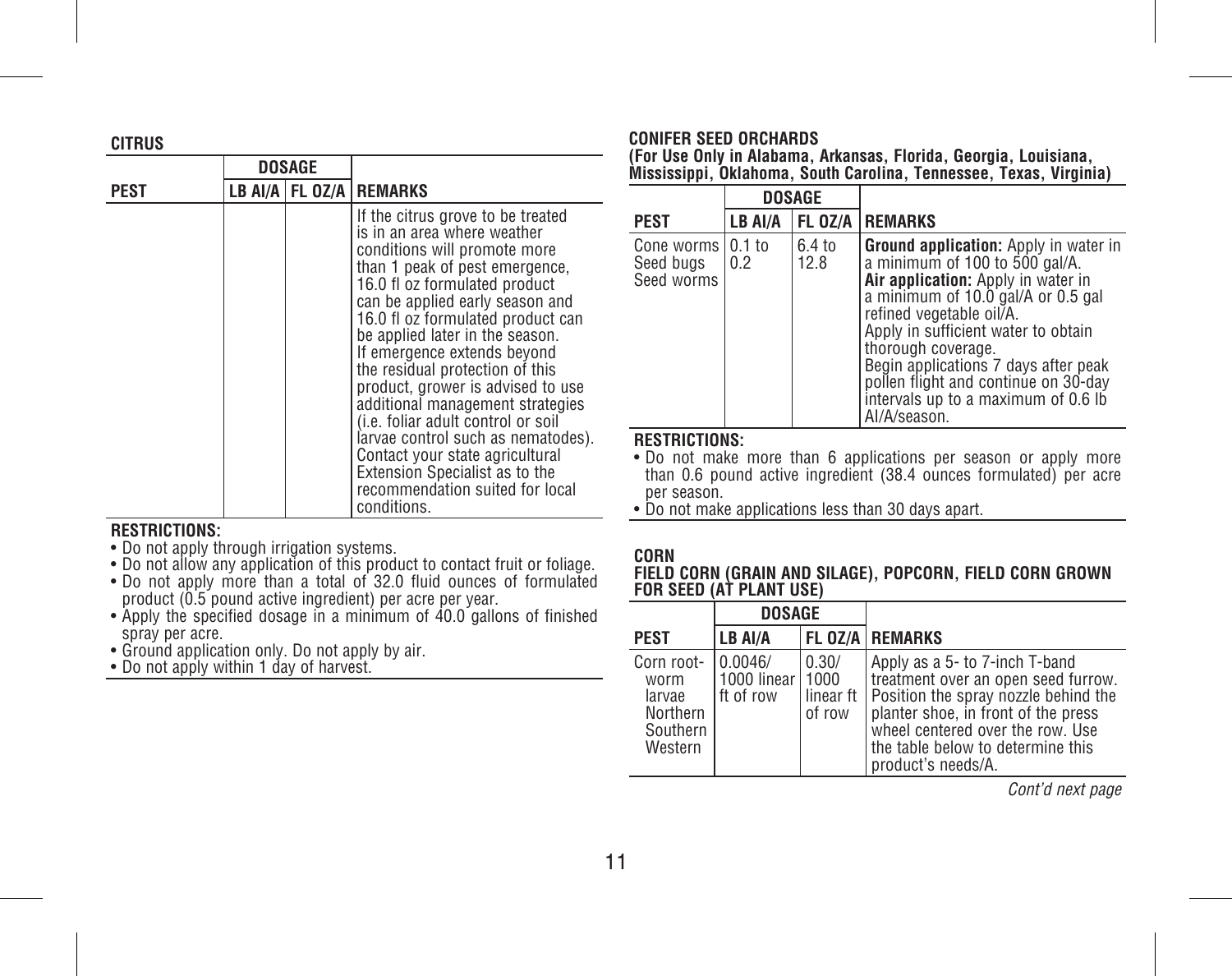**CITRUS**

| | DOSAGE | | |
|---|---|---|---|
| **PEST** | **LB AI/A** | **FL OZ/A** | **REMARKS** |
| | | | If the citrus grove to be treated is in an area where weather conditions will promote more than 1 peak of pest emergence, 16.0 fl oz formulated product can be applied early season and 16.0 fl oz formulated product can be applied later in the season. If emergence extends beyond the residual protection of this product, grower is advised to use additional management strategies (i.e. foliar adult control or soil larvae control such as nematodes). Contact your state agricultural Extension Specialist as to the recommendation suited for local conditions. |

**RESTRICTIONS:**
- Do not apply through irrigation systems.
- Do not allow any application of this product to contact fruit or foliage.
- Do not apply more than a total of 32.0 fluid ounces of formulated product (0.5 pound active ingredient) per acre per year.
- Apply the specified dosage in a minimum of 40.0 gallons of finished spray per acre.
- Ground application only. Do not apply by air.
- Do not apply within 1 day of harvest.

**CONIFER SEED ORCHARDS**
**(For Use Only in Alabama, Arkansas, Florida, Georgia, Louisiana, Mississippi, Oklahoma, South Carolina, Tennessee, Texas, Virginia)**

| | DOSAGE | | |
|---|---|---|---|
| **PEST** | **LB AI/A** | **FL OZ/A** | **REMARKS** |
| Cone worms<br>Seed bugs<br>Seed worms | 0.1 to 0.2 | 6.4 to 12.8 | **Ground application:** Apply in water in a minimum of 100 to 500 gal/A.<br>**Air application:** Apply in water in a minimum of 10.0 gal/A or 0.5 gal refined vegetable oil/A.<br>Apply in sufficient water to obtain thorough coverage.<br>Begin applications 7 days after peak pollen flight and continue on 30-day intervals up to a maximum of 0.6 lb AI/A/season. |

**RESTRICTIONS:**
- Do not make more than 6 applications per season or apply more than 0.6 pound active ingredient (38.4 ounces formulated) per acre per season.
- Do not make applications less than 30 days apart.

**CORN**
**FIELD CORN (GRAIN AND SILAGE), POPCORN, FIELD CORN GROWN FOR SEED (AT PLANT USE)**

| | DOSAGE | | |
|---|---|---|---|
| **PEST** | **LB AI/A** | **FL OZ/A** | **REMARKS** |
| Corn rootworm larvae<br>Northern<br>Southern<br>Western | 0.0046/ 1000 linear ft of row | 0.30/ 1000 linear ft of row | Apply as a 5- to 7-inch T-band treatment over an open seed furrow. Position the spray nozzle behind the planter shoe, in front of the press wheel centered over the row. Use the table below to determine this product's needs/A. |

*Cont'd next page*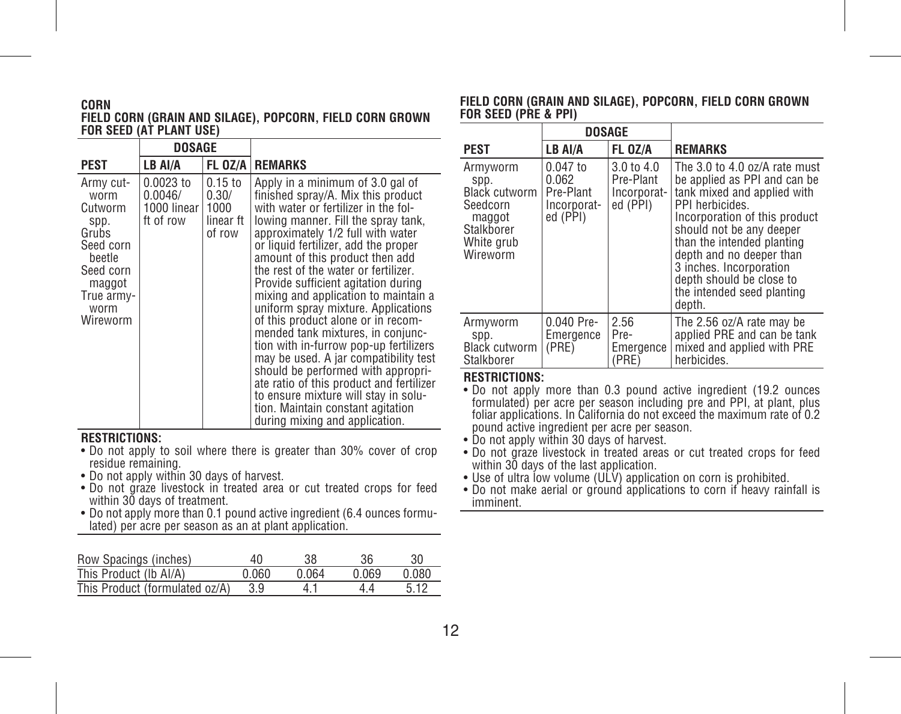**CORN**

**FIELD CORN (GRAIN AND SILAGE), POPCORN, FIELD CORN GROWN FOR SEED (AT PLANT USE)**

| PEST | DOSAGE LB AI/A | FL OZ/A | REMARKS |
|---|---|---|---|
| Army cutworm<br>Cutworm spp.<br>Grubs<br>Seed corn beetle<br>Seed corn maggot<br>True armyworm<br>Wireworm | 0.0023 to 0.0046/ 1000 linear ft of row | 0.15 to 0.30/ 1000 linear ft of row | Apply in a minimum of 3.0 gal of finished spray/A. Mix this product with water or fertilizer in the following manner. Fill the spray tank, approximately 1/2 full with water or liquid fertilizer, add the proper amount of this product then add the rest of the water or fertilizer. Provide sufficient agitation during mixing and application to maintain a uniform spray mixture. Applications of this product alone or in recommended tank mixtures, in conjunction with in-furrow pop-up fertilizers may be used. A jar compatibility test should be performed with appropriate ratio of this product and fertilizer to ensure mixture will stay in solution. Maintain constant agitation during mixing and application. |

**RESTRICTIONS:**

- Do not apply to soil where there is greater than 30% cover of crop residue remaining.
- Do not apply within 30 days of harvest.
- Do not graze livestock in treated area or cut treated crops for feed within 30 days of treatment.
- Do not apply more than 0.1 pound active ingredient (6.4 ounces formulated) per acre per season as an at plant application.

| Row Spacings (inches) | 40 | 38 | 36 | 30 |
|---|---|---|---|---|
| This Product (lb AI/A) | 0.060 | 0.064 | 0.069 | 0.080 |
| This Product (formulated oz/A) | 3.9 | 4.1 | 4.4 | 5.12 |

**FIELD CORN (GRAIN AND SILAGE), POPCORN, FIELD CORN GROWN FOR SEED (PRE & PPI)**

| PEST | DOSAGE LB AI/A | FL OZ/A | REMARKS |
|---|---|---|---|
| Armyworm spp.<br>Black cutworm<br>Seedcorn maggot<br>Stalkborer<br>White grub<br>Wireworm | 0.047 to 0.062 Pre-Plant Incorporated (PPI) | 3.0 to 4.0 Pre-Plant Incorporated (PPI) | The 3.0 to 4.0 oz/A rate must be applied as PPI and can be tank mixed and applied with PPI herbicides. Incorporation of this product should not be any deeper than the intended planting depth and no deeper than 3 inches. Incorporation depth should be close to the intended seed planting depth. |
| Armyworm spp.<br>Black cutworm<br>Stalkborer | 0.040 Pre-Emergence (PRE) | 2.56 Pre-Emergence (PRE) | The 2.56 oz/A rate may be applied PRE and can be tank mixed and applied with PRE herbicides. |

**RESTRICTIONS:**

- Do not apply more than 0.3 pound active ingredient (19.2 ounces formulated) per acre per season including pre and PPI, at plant, plus foliar applications. In California do not exceed the maximum rate of 0.2 pound active ingredient per acre per season.
- Do not apply within 30 days of harvest.
- Do not graze livestock in treated areas or cut treated crops for feed within 30 days of the last application.
- Use of ultra low volume (ULV) application on corn is prohibited.
- Do not make aerial or ground applications to corn if heavy rainfall is imminent.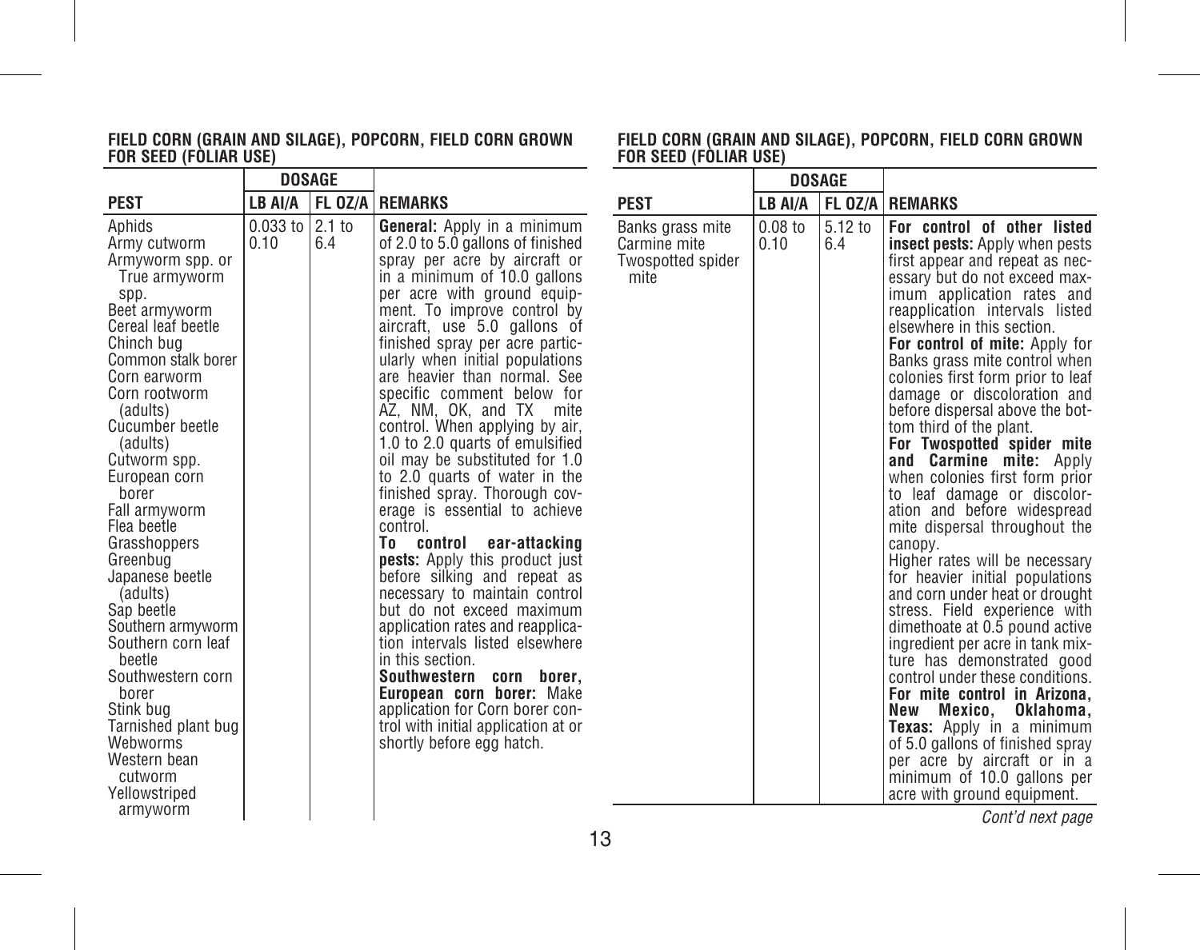**FIELD CORN (GRAIN AND SILAGE), POPCORN, FIELD CORN GROWN FOR SEED (FOLIAR USE)**

| PEST | DOSAGE LB AI/A | FL OZ/A | REMARKS |
|---|---|---|---|
| Aphids<br>Army cutworm<br>Armyworm spp. or True armyworm spp.<br>Beet armyworm<br>Cereal leaf beetle<br>Chinch bug<br>Common stalk borer<br>Corn earworm<br>Corn rootworm (adults)<br>Cucumber beetle (adults)<br>Cutworm spp.<br>European corn borer<br>Fall armyworm<br>Flea beetle<br>Grasshoppers<br>Greenbug<br>Japanese beetle (adults)<br>Sap beetle<br>Southern armyworm<br>Southern corn leaf beetle<br>Southwestern corn borer<br>Stink bug<br>Tarnished plant bug<br>Webworms<br>Western bean cutworm<br>Yellowstriped armyworm | 0.033 to 0.10 | 2.1 to 6.4 | **General:** Apply in a minimum of 2.0 to 5.0 gallons of finished spray per acre by aircraft or in a minimum of 10.0 gallons per acre with ground equipment. To improve control by aircraft, use 5.0 gallons of finished spray per acre particularly when initial populations are heavier than normal. See specific comment below for AZ, NM, OK, and TX mite control. When applying by air, 1.0 to 2.0 quarts of emulsified oil may be substituted for 1.0 to 2.0 quarts of water in the finished spray. Thorough coverage is essential to achieve control.<br>**To control ear-attacking pests:** Apply this product just before silking and repeat as necessary to maintain control but do not exceed maximum application rates and reapplication intervals listed elsewhere in this section.<br>**Southwestern corn borer, European corn borer:** Make application for Corn borer control with initial application at or shortly before egg hatch. |
| Banks grass mite<br>Carmine mite<br>Twospotted spider mite | 0.08 to 0.10 | 5.12 to 6.4 | **For control of other listed insect pests:** Apply when pests first appear and repeat as necessary but do not exceed maximum application rates and reapplication intervals listed elsewhere in this section.<br>**For control of mite:** Apply for Banks grass mite control when colonies first form prior to leaf damage or discoloration and before dispersal above the bottom third of the plant.<br>**For Twospotted spider mite and Carmine mite:** Apply when colonies first form prior to leaf damage or discoloration and before widespread mite dispersal throughout the canopy.<br>Higher rates will be necessary for heavier initial populations and corn under heat or drought stress. Field experience with dimethoate at 0.5 pound active ingredient per acre in tank mixture has demonstrated good control under these conditions.<br>**For mite control in Arizona, New Mexico, Oklahoma, Texas:** Apply in a minimum of 5.0 gallons of finished spray per acre by aircraft or in a minimum of 10.0 gallons per acre with ground equipment. |

*Cont'd next page*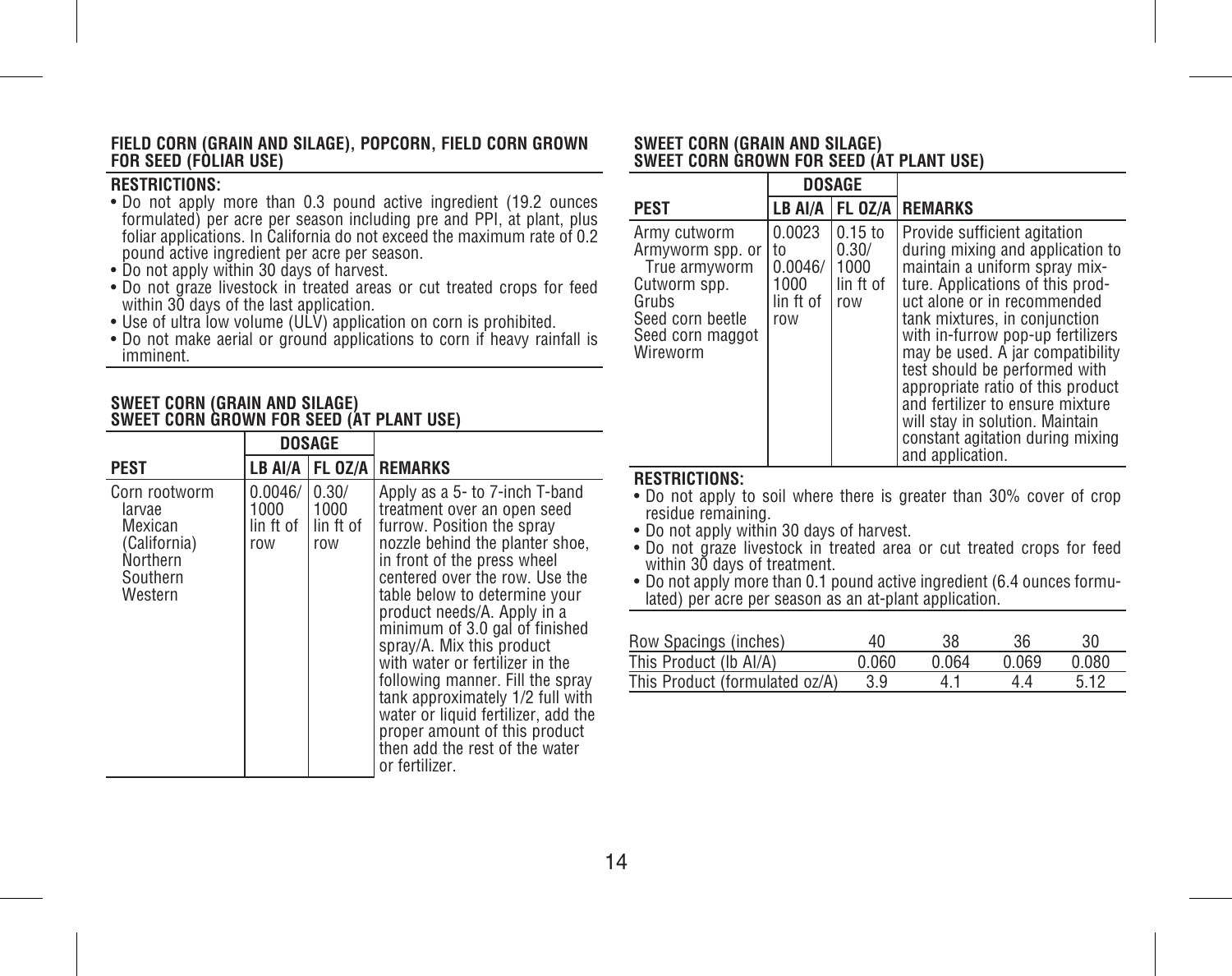## FIELD CORN (GRAIN AND SILAGE), POPCORN, FIELD CORN GROWN FOR SEED (FOLIAR USE)

**RESTRICTIONS:**

- Do not apply more than 0.3 pound active ingredient (19.2 ounces formulated) per acre per season including pre and PPI, at plant, plus foliar applications. In California do not exceed the maximum rate of 0.2 pound active ingredient per acre per season.
- Do not apply within 30 days of harvest.
- Do not graze livestock in treated areas or cut treated crops for feed within 30 days of the last application.
- Use of ultra low volume (ULV) application on corn is prohibited.
- Do not make aerial or ground applications to corn if heavy rainfall is imminent.

## SWEET CORN (GRAIN AND SILAGE) SWEET CORN GROWN FOR SEED (AT PLANT USE)

| | DOSAGE | | |
|---|---|---|---|
| **PEST** | **LB AI/A** | **FL OZ/A** | **REMARKS** |
| Corn rootworm larvae<br>Mexican (California)<br>Northern<br>Southern<br>Western | 0.0046/ 1000 lin ft of row | 0.30/ 1000 lin ft of row | Apply as a 5- to 7-inch T-band treatment over an open seed furrow. Position the spray nozzle behind the planter shoe, in front of the press wheel centered over the row. Use the table below to determine your product needs/A. Apply in a minimum of 3.0 gal of finished spray/A. Mix this product with water or fertilizer in the following manner. Fill the spray tank approximately 1/2 full with water or liquid fertilizer, add the proper amount of this product then add the rest of the water or fertilizer. |
| Army cutworm<br>Armyworm spp. or True armyworm<br>Cutworm spp.<br>Grubs<br>Seed corn beetle<br>Seed corn maggot<br>Wireworm | 0.0023 to 0.0046/ 1000 lin ft of row | 0.15 to 0.30/ 1000 lin ft of row | Provide sufficient agitation during mixing and application to maintain a uniform spray mixture. Applications of this product alone or in recommended tank mixtures, in conjunction with in-furrow pop-up fertilizers may be used. A jar compatibility test should be performed with appropriate ratio of this product and fertilizer to ensure mixture will stay in solution. Maintain constant agitation during mixing and application. |

**RESTRICTIONS:**

- Do not apply to soil where there is greater than 30% cover of crop residue remaining.
- Do not apply within 30 days of harvest.
- Do not graze livestock in treated area or cut treated crops for feed within 30 days of treatment.
- Do not apply more than 0.1 pound active ingredient (6.4 ounces formulated) per acre per season as an at-plant application.

| Row Spacings (inches) | 40 | 38 | 36 | 30 |
|---|---|---|---|---|
| This Product (lb AI/A) | 0.060 | 0.064 | 0.069 | 0.080 |
| This Product (formulated oz/A) | 3.9 | 4.1 | 4.4 | 5.12 |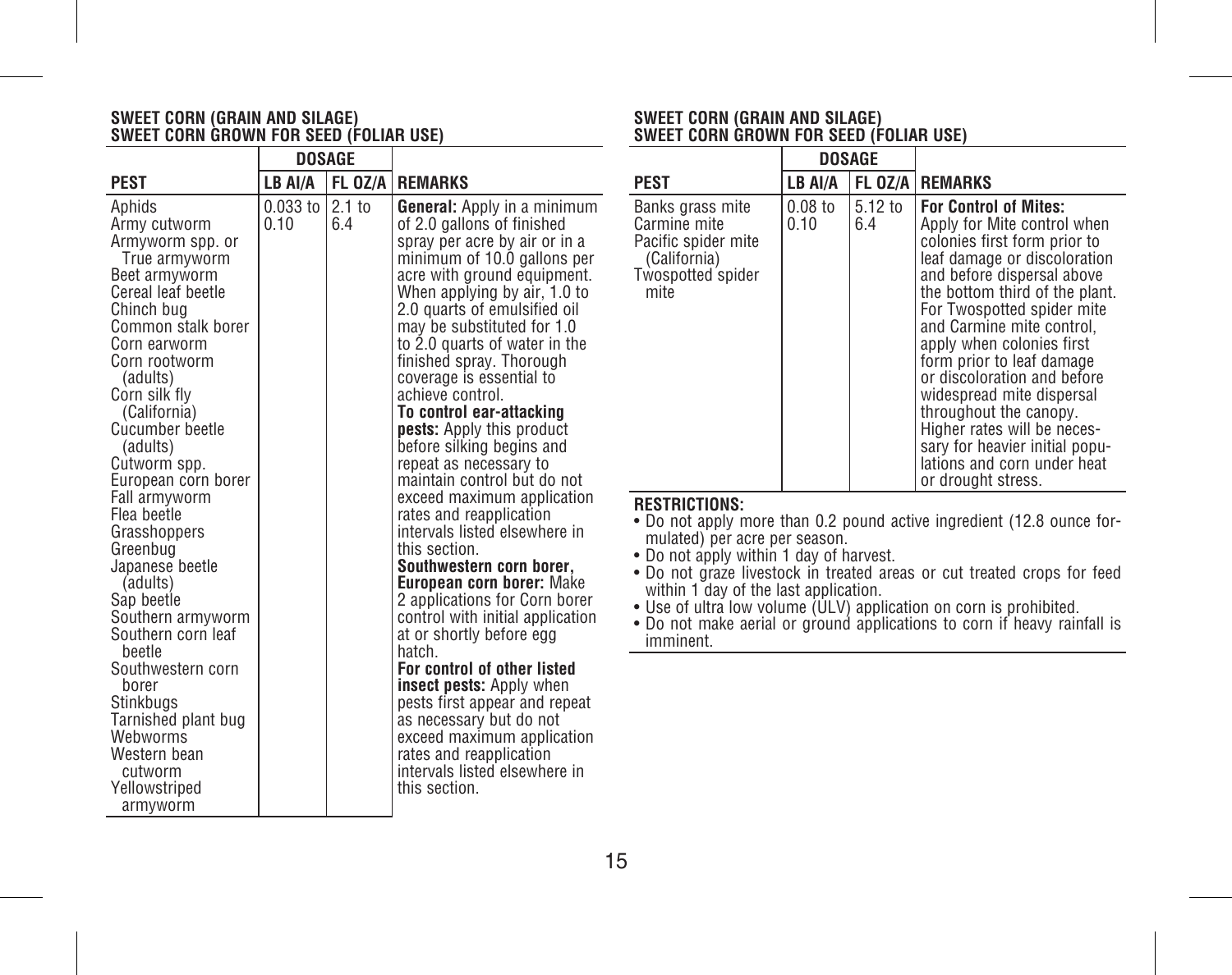**SWEET CORN (GRAIN AND SILAGE)**
**SWEET CORN GROWN FOR SEED (FOLIAR USE)**

| | DOSAGE | | |
|---|---|---|---|
| **PEST** | **LB AI/A** | **FL OZ/A** | **REMARKS** |
| Aphids<br>Army cutworm<br>Armyworm spp. or True armyworm<br>Beet armyworm<br>Cereal leaf beetle<br>Chinch bug<br>Common stalk borer<br>Corn earworm<br>Corn rootworm (adults)<br>Corn silk fly (California)<br>Cucumber beetle (adults)<br>Cutworm spp.<br>European corn borer<br>Fall armyworm<br>Flea beetle<br>Grasshoppers<br>Greenbug<br>Japanese beetle (adults)<br>Sap beetle<br>Southern armyworm<br>Southern corn leaf beetle<br>Southwestern corn borer<br>Stinkbugs<br>Tarnished plant bug<br>Webworms<br>Western bean cutworm<br>Yellowstriped armyworm | 0.033 to 0.10 | 2.1 to 6.4 | **General:** Apply in a minimum of 2.0 gallons of finished spray per acre by air or in a minimum of 10.0 gallons per acre with ground equipment. When applying by air, 1.0 to 2.0 quarts of emulsified oil may be substituted for 1.0 to 2.0 quarts of water in the finished spray. Thorough coverage is essential to achieve control.<br>**To control ear-attacking pests:** Apply this product before silking begins and repeat as necessary to maintain control but do not exceed maximum application rates and reapplication intervals listed elsewhere in this section.<br>**Southwestern corn borer, European corn borer:** Make 2 applications for Corn borer control with initial application at or shortly before egg hatch.<br>**For control of other listed insect pests:** Apply when pests first appear and repeat as necessary but do not exceed maximum application rates and reapplication intervals listed elsewhere in this section. |
| Banks grass mite<br>Carmine mite<br>Pacific spider mite (California)<br>Twospotted spider mite | 0.08 to 0.10 | 5.12 to 6.4 | **For Control of Mites:** Apply for Mite control when colonies first form prior to leaf damage or discoloration and before dispersal above the bottom third of the plant. For Twospotted spider mite and Carmine mite control, apply when colonies first form prior to leaf damage or discoloration and before widespread mite dispersal throughout the canopy. Higher rates will be necessary for heavier initial populations and corn under heat or drought stress. |

**RESTRICTIONS:**

- Do not apply more than 0.2 pound active ingredient (12.8 ounce formulated) per acre per season.
- Do not apply within 1 day of harvest.
- Do not graze livestock in treated areas or cut treated crops for feed within 1 day of the last application.
- Use of ultra low volume (ULV) application on corn is prohibited.
- Do not make aerial or ground applications to corn if heavy rainfall is imminent.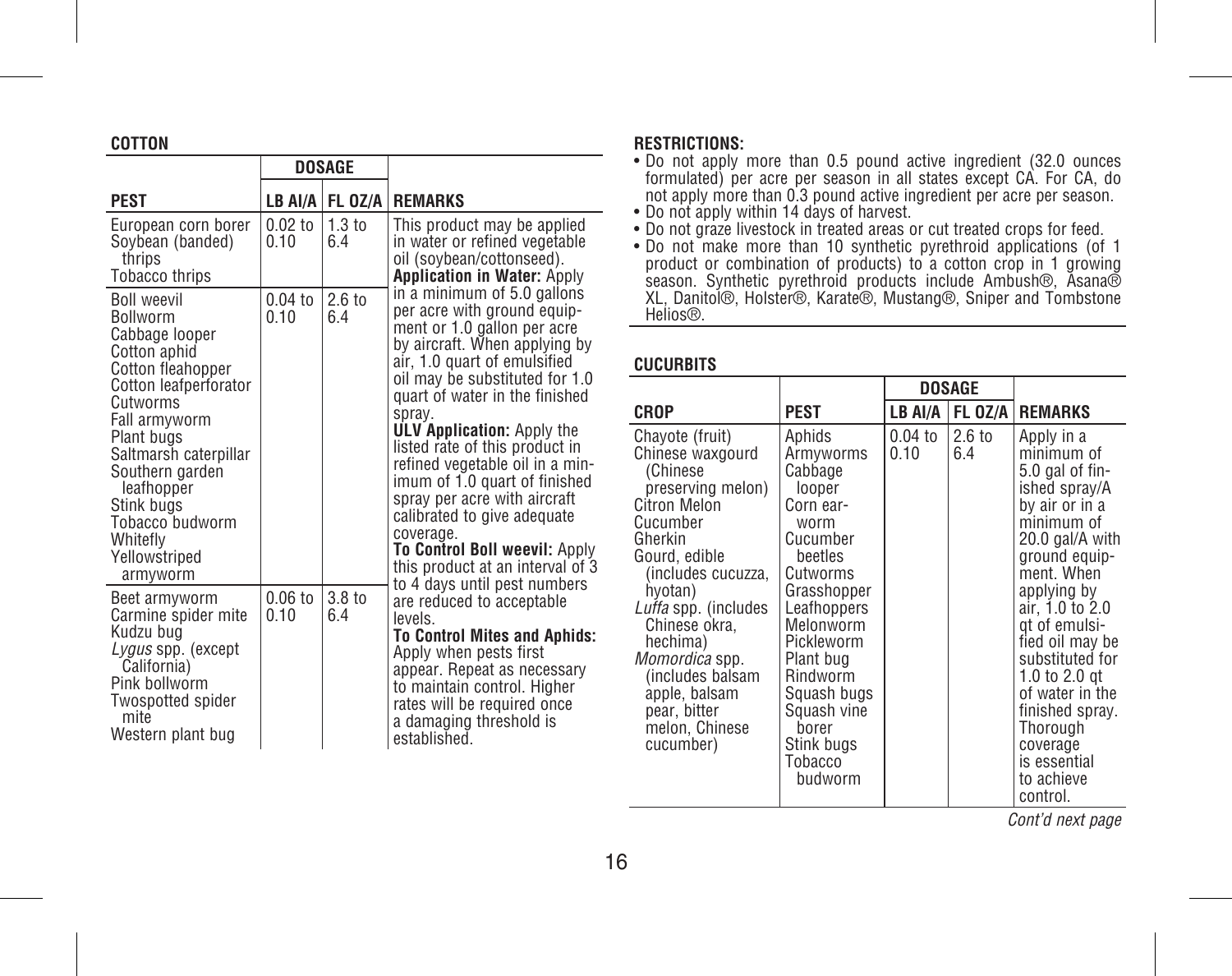## COTTON

| PEST | DOSAGE | | REMARKS |
|---|---|---|---|
| | LB AI/A | FL OZ/A | |
| European corn borer<br>Soybean (banded) thrips<br>Tobacco thrips | 0.02 to 0.10 | 1.3 to 6.4 | This product may be applied in water or refined vegetable oil (soybean/cottonseed).<br>**Application in Water:** Apply in a minimum of 5.0 gallons per acre with ground equipment or 1.0 gallon per acre by aircraft. When applying by air, 1.0 quart of emulsified oil may be substituted for 1.0 quart of water in the finished spray.<br>**ULV Application:** Apply the listed rate of this product in refined vegetable oil in a minimum of 1.0 quart of finished spray per acre with aircraft calibrated to give adequate coverage.<br>**To Control Boll weevil:** Apply this product at an interval of 3 to 4 days until pest numbers are reduced to acceptable levels.<br>**To Control Mites and Aphids:** Apply when pests first appear. Repeat as necessary to maintain control. Higher rates will be required once a damaging threshold is established. |
| Boll weevil<br>Bollworm<br>Cabbage looper<br>Cotton aphid<br>Cotton fleahopper<br>Cotton leafperforator<br>Cutworms<br>Fall armyworm<br>Plant bugs<br>Saltmarsh caterpillar<br>Southern garden leafhopper<br>Stink bugs<br>Tobacco budworm<br>Whitefly<br>Yellowstriped armyworm | 0.04 to 0.10 | 2.6 to 6.4 | |
| Beet armyworm<br>Carmine spider mite<br>Kudzu bug<br>*Lygus* spp. (except California)<br>Pink bollworm<br>Twospotted spider mite<br>Western plant bug | 0.06 to 0.10 | 3.8 to 6.4 | |

**RESTRICTIONS:**

- Do not apply more than 0.5 pound active ingredient (32.0 ounces formulated) per acre per season in all states except CA. For CA, do not apply more than 0.3 pound active ingredient per acre per season.
- Do not apply within 14 days of harvest.
- Do not graze livestock in treated areas or cut treated crops for feed.
- Do not make more than 10 synthetic pyrethroid applications (of 1 product or combination of products) to a cotton crop in 1 growing season. Synthetic pyrethroid products include Ambush®, Asana® XL, Danitol®, Holster®, Karate®, Mustang®, Sniper and Tombstone Helios®.

## CUCURBITS

| CROP | PEST | DOSAGE | | REMARKS |
|---|---|---|---|---|
| | | LB AI/A | FL OZ/A | |
| Chayote (fruit)<br>Chinese waxgourd (Chinese preserving melon)<br>Citron Melon<br>Cucumber<br>Gherkin<br>Gourd, edible (includes cucuzza, hyotan)<br>*Luffa* spp. (includes Chinese okra, hechima)<br>*Momordica* spp. (includes balsam apple, balsam pear, bitter melon, Chinese cucumber) | Aphids<br>Armyworms<br>Cabbage looper<br>Corn earworm<br>Cucumber beetles<br>Cutworms<br>Grasshopper<br>Leafhoppers<br>Melonworm<br>Pickleworm<br>Plant bug<br>Rindworm<br>Squash bugs<br>Squash vine borer<br>Stink bugs<br>Tobacco budworm | 0.04 to 0.10 | 2.6 to 6.4 | Apply in a minimum of 5.0 gal of finished spray/A by air or in a minimum of 20.0 gal/A with ground equipment. When applying by air, 1.0 to 2.0 qt of emulsified oil may be substituted for 1.0 to 2.0 qt of water in the finished spray. Thorough coverage is essential to achieve control. |

*Cont'd next page*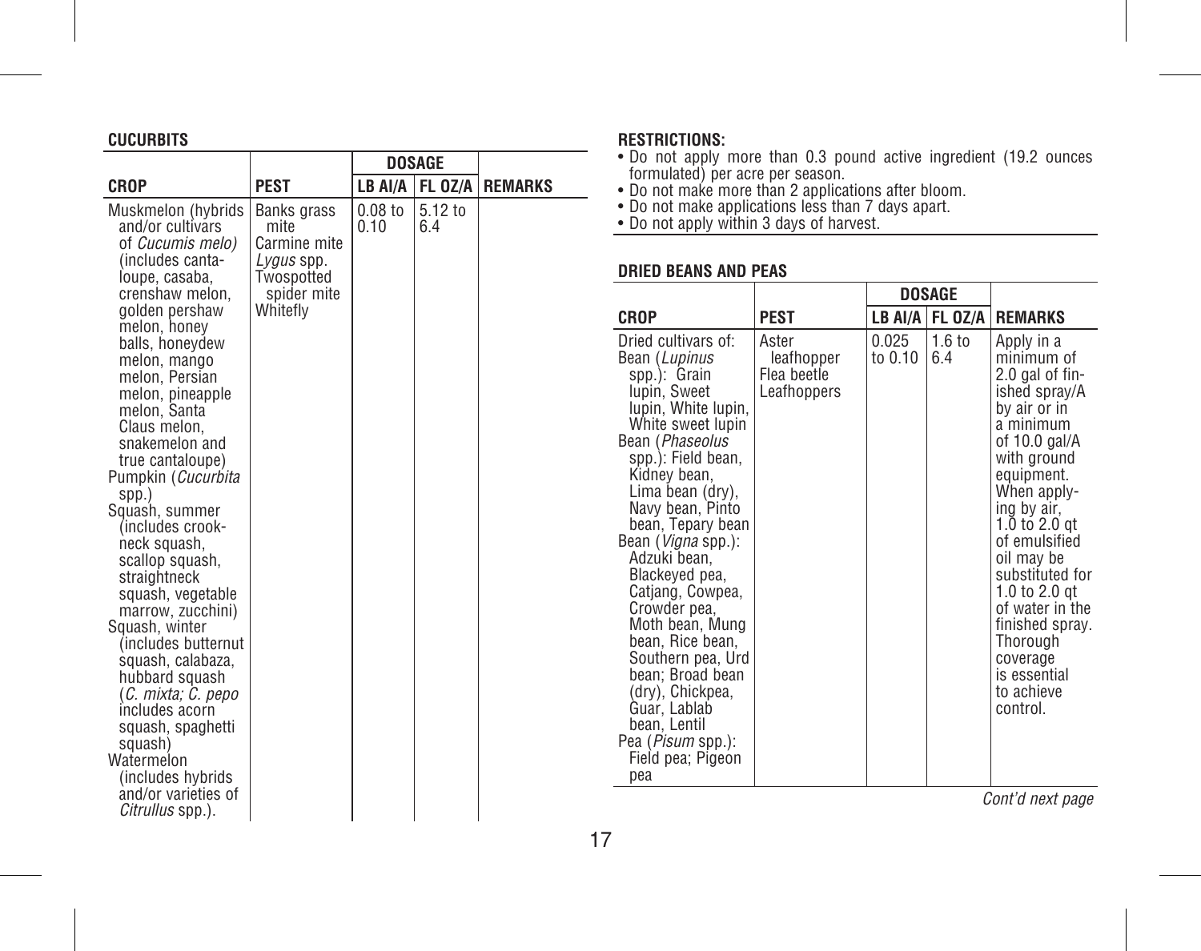### CUCURBITS

| CROP | PEST | DOSAGE | | REMARKS |
|---|---|---|---|---|
| | | LB AI/A | FL OZ/A | |
| Muskmelon (hybrids and/or cultivars of *Cucumis melo*) (includes cantaloupe, casaba, crenshaw melon, golden pershaw melon, honey balls, honeydew melon, mango melon, Persian melon, pineapple melon, Santa Claus melon, snakemelon and true cantaloupe)<br>Pumpkin (*Cucurbita* spp.)<br>Squash, summer (includes crookneck squash, scallop squash, straightneck squash, vegetable marrow, zucchini)<br>Squash, winter (includes butternut squash, calabaza, hubbard squash (*C. mixta; C. pepo* includes acorn squash, spaghetti squash)<br>Watermelon (includes hybrids and/or varieties of *Citrullus* spp.). | Banks grass mite<br>Carmine mite<br>*Lygus* spp.<br>Twospotted spider mite<br>Whitefly | 0.08 to 0.10 | 5.12 to 6.4 | |

**RESTRICTIONS:**

- Do not apply more than 0.3 pound active ingredient (19.2 ounces formulated) per acre per season.
- Do not make more than 2 applications after bloom.
- Do not make applications less than 7 days apart.
- Do not apply within 3 days of harvest.

### DRIED BEANS AND PEAS

| CROP | PEST | DOSAGE | | REMARKS |
|---|---|---|---|---|
| | | LB AI/A | FL OZ/A | |
| Dried cultivars of:<br>Bean (*Lupinus* spp.): Grain lupin, Sweet lupin, White lupin, White sweet lupin<br>Bean (*Phaseolus* spp.): Field bean, Kidney bean, Lima bean (dry), Navy bean, Pinto bean, Tepary bean<br>Bean (*Vigna* spp.): Adzuki bean, Blackeyed pea, Catjang, Cowpea, Crowder pea, Moth bean, Mung bean, Rice bean, Southern pea, Urd bean; Broad bean (dry), Chickpea, Guar, Lablab bean, Lentil<br>Pea (*Pisum* spp.): Field pea; Pigeon pea | Aster leafhopper<br>Flea beetle<br>Leafhoppers | 0.025 to 0.10 | 1.6 to 6.4 | Apply in a minimum of 2.0 gal of finished spray/A by air or in a minimum of 10.0 gal/A with ground equipment. When applying by air, 1.0 to 2.0 qt of emulsified oil may be substituted for 1.0 to 2.0 qt of water in the finished spray. Thorough coverage is essential to achieve control. |

*Cont'd next page*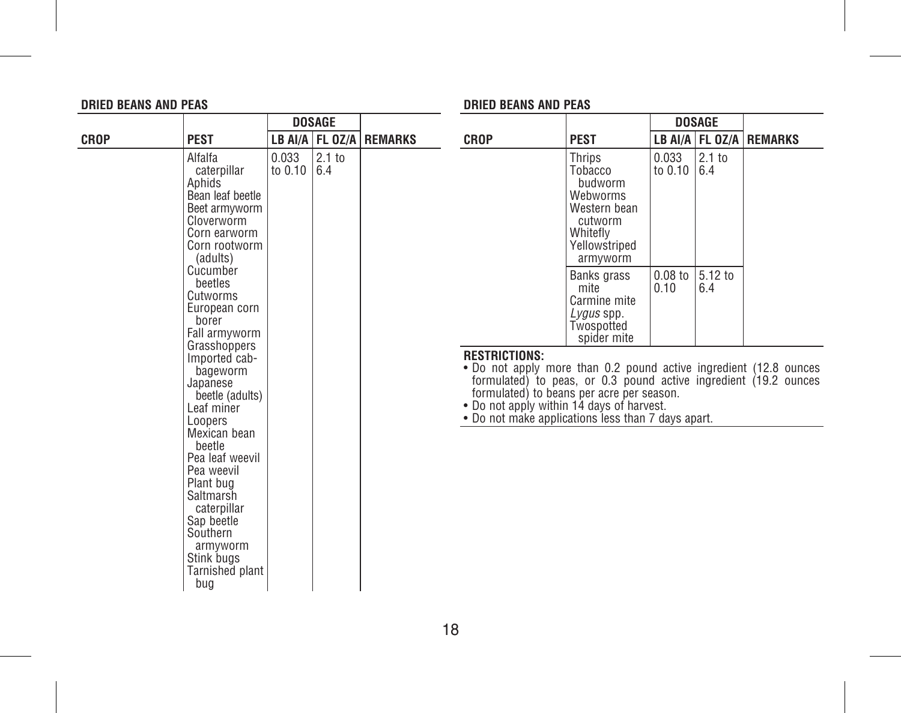## DRIED BEANS AND PEAS

| CROP | PEST | DOSAGE | | REMARKS |
|---|---|---|---|---|
| | | LB AI/A | FL OZ/A | |
| | Alfalfa caterpillar<br>Aphids<br>Bean leaf beetle<br>Beet armyworm<br>Cloverworm<br>Corn earworm<br>Corn rootworm (adults)<br>Cucumber beetles<br>Cutworms<br>European corn borer<br>Fall armyworm<br>Grasshoppers<br>Imported cabbageworm<br>Japanese beetle (adults)<br>Leaf miner<br>Loopers<br>Mexican bean beetle<br>Pea leaf weevil<br>Pea weevil<br>Plant bug<br>Saltmarsh caterpillar<br>Sap beetle<br>Southern armyworm<br>Stink bugs<br>Tarnished plant bug<br>Thrips<br>Tobacco budworm<br>Webworms<br>Western bean cutworm<br>Whitefly<br>Yellowstriped armyworm | 0.033 to 0.10 | 2.1 to 6.4 | |
| | Banks grass mite<br>Carmine mite<br>*Lygus* spp.<br>Twospotted spider mite | 0.08 to 0.10 | 5.12 to 6.4 | |

**RESTRICTIONS:**
- Do not apply more than 0.2 pound active ingredient (12.8 ounces formulated) to peas, or 0.3 pound active ingredient (19.2 ounces formulated) to beans per acre per season.
- Do not apply within 14 days of harvest.
- Do not make applications less than 7 days apart.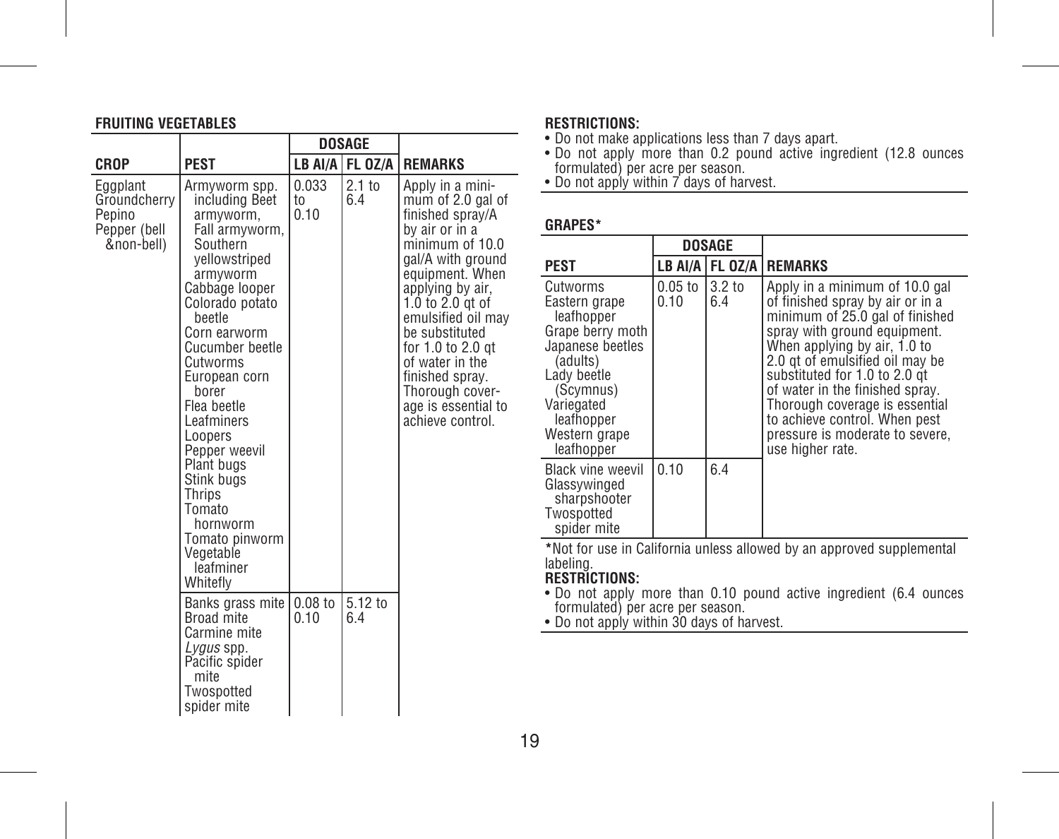**FRUITING VEGETABLES**

| CROP | PEST | DOSAGE | | REMARKS |
|---|---|---|---|---|
| | | LB AI/A | FL OZ/A | |
| Eggplant<br>Groundcherry<br>Pepino<br>Pepper (bell &non-bell) | Armyworm spp. including Beet armyworm, Fall armyworm, Southern yellowstriped armyworm<br>Cabbage looper<br>Colorado potato beetle<br>Corn earworm<br>Cucumber beetle<br>Cutworms<br>European corn borer<br>Flea beetle<br>Leafminers<br>Loopers<br>Pepper weevil<br>Plant bugs<br>Stink bugs<br>Thrips<br>Tomato hornworm<br>Tomato pinworm<br>Vegetable leafminer<br>Whitefly | 0.033 to 0.10 | 2.1 to 6.4 | Apply in a minimum of 2.0 gal of finished spray/A by air or in a minimum of 10.0 gal/A with ground equipment. When applying by air, 1.0 to 2.0 qt of emulsified oil may be substituted for 1.0 to 2.0 qt of water in the finished spray. Thorough coverage is essential to achieve control. |
| | Banks grass mite<br>Broad mite<br>Carmine mite<br>*Lygus* spp.<br>Pacific spider mite<br>Twospotted spider mite | 0.08 to 0.10 | 5.12 to 6.4 | |

**RESTRICTIONS:**
- Do not make applications less than 7 days apart.
- Do not apply more than 0.2 pound active ingredient (12.8 ounces formulated) per acre per season.
- Do not apply within 7 days of harvest.

**GRAPES***

| PEST | DOSAGE | | REMARKS |
|---|---|---|---|
| | LB AI/A | FL OZ/A | |
| Cutworms<br>Eastern grape leafhopper<br>Grape berry moth<br>Japanese beetles (adults)<br>Lady beetle (Scymnus)<br>Variegated leafhopper<br>Western grape leafhopper | 0.05 to 0.10 | 3.2 to 6.4 | Apply in a minimum of 10.0 gal of finished spray by air or in a minimum of 25.0 gal of finished spray with ground equipment. When applying by air, 1.0 to 2.0 qt of emulsified oil may be substituted for 1.0 to 2.0 qt of water in the finished spray. Thorough coverage is essential to achieve control. When pest pressure is moderate to severe, use higher rate. |
| Black vine weevil<br>Glassywinged sharpshooter<br>Twospotted spider mite | 0.10 | 6.4 | |

*Not for use in California unless allowed by an approved supplemental labeling.

**RESTRICTIONS:**
- Do not apply more than 0.10 pound active ingredient (6.4 ounces formulated) per acre per season.
- Do not apply within 30 days of harvest.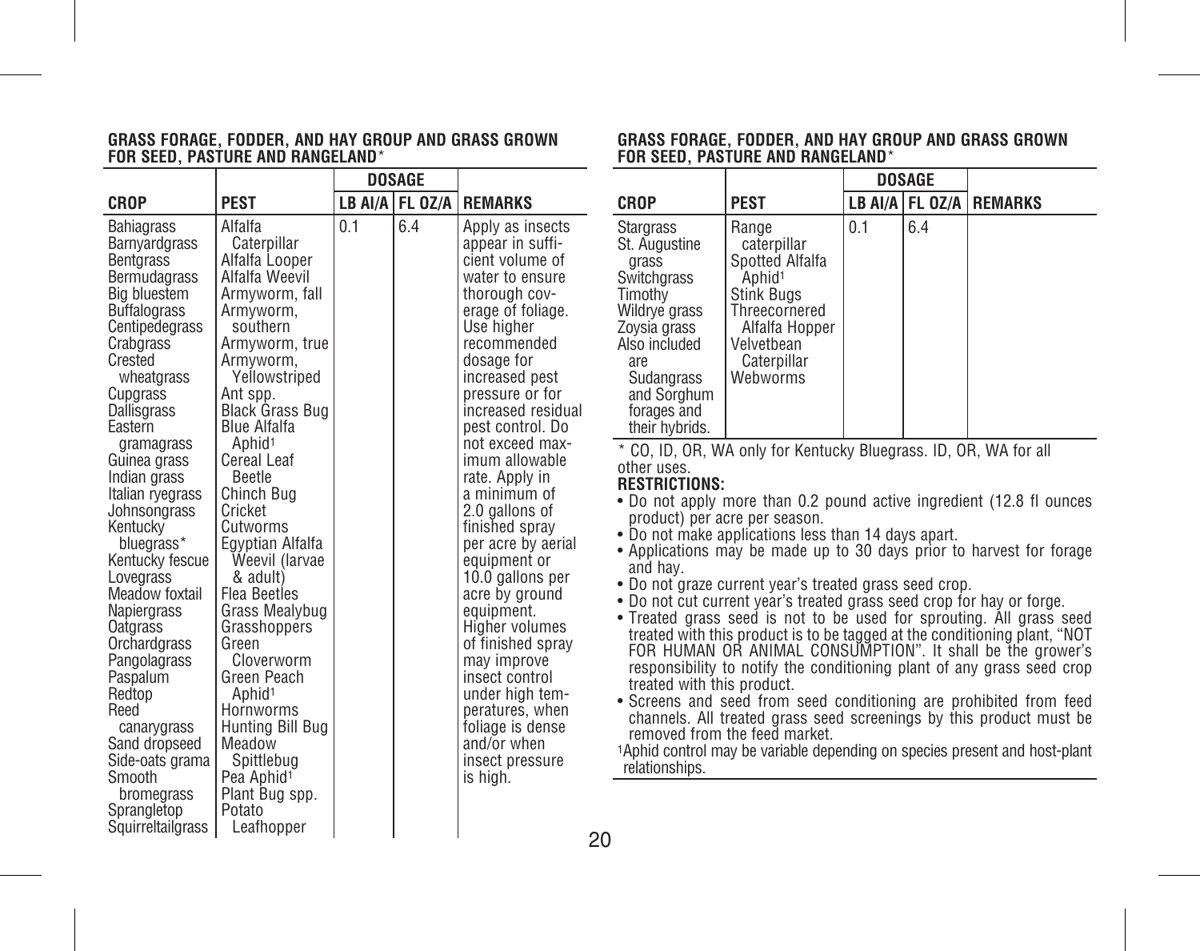## GRASS FORAGE, FODDER, AND HAY GROUP AND GRASS GROWN FOR SEED, PASTURE AND RANGELAND*

| CROP | PEST | DOSAGE | | REMARKS |
|---|---|---|---|---|
| | | LB AI/A | FL OZ/A | |
| Bahiagrass<br>Barnyardgrass<br>Bentgrass<br>Bermudagrass<br>Big bluestem<br>Buffalograss<br>Centipedegrass<br>Crabgrass<br>Crested wheatgrass<br>Cupgrass<br>Dallisgrass<br>Eastern gramagrass<br>Guinea grass<br>Indian grass<br>Italian ryegrass<br>Johnsongrass<br>Kentucky bluegrass*<br>Kentucky fescue<br>Lovegrass<br>Meadow foxtail<br>Napiergrass<br>Oatgrass<br>Orchardgrass<br>Pangolagrass<br>Paspalum<br>Redtop<br>Reed canarygrass<br>Sand dropseed<br>Side-oats grama<br>Smooth bromegrass<br>Sprangletop<br>Squirreltailgrass<br>Stargrass<br>St. Augustine grass<br>Switchgrass<br>Timothy<br>Wildrye grass<br>Zoysia grass<br>Also included are Sudangrass and Sorghum forages and their hybrids. | Alfalfa Caterpillar<br>Alfalfa Looper<br>Alfalfa Weevil<br>Armyworm, fall<br>Armyworm, southern<br>Armyworm, true<br>Armyworm, Yellowstriped<br>Ant spp.<br>Black Grass Bug<br>Blue Alfalfa Aphid[1]<br>Cereal Leaf Beetle<br>Chinch Bug<br>Cricket<br>Cutworms<br>Egyptian Alfalfa Weevil (larvae & adult)<br>Flea Beetles<br>Grass Mealybug<br>Grasshoppers<br>Green Cloverworm<br>Green Peach Aphid[1]<br>Hornworms<br>Hunting Bill Bug<br>Meadow Spittlebug<br>Pea Aphid[1]<br>Plant Bug spp.<br>Potato Leafhopper<br>Range caterpillar<br>Spotted Alfalfa Aphid[1]<br>Stink Bugs<br>Threecornered Alfalfa Hopper<br>Velvetbean Caterpillar<br>Webworms | 0.1 | 6.4 | Apply as insects appear in sufficient volume of water to ensure thorough coverage of foliage. Use higher recommended dosage for increased pest pressure or for increased residual pest control. Do not exceed maximum allowable rate. Apply in a minimum of 2.0 gallons of finished spray per acre by aerial equipment or 10.0 gallons per acre by ground equipment. Higher volumes of finished spray may improve insect control under high temperatures, when foliage is dense and/or when insect pressure is high. |

\* CO, ID, OR, WA only for Kentucky Bluegrass. ID, OR, WA for all other uses.

**RESTRICTIONS:**

- Do not apply more than 0.2 pound active ingredient (12.8 fl ounces product) per acre per season.
- Do not make applications less than 14 days apart.
- Applications may be made up to 30 days prior to harvest for forage and hay.
- Do not graze current year's treated grass seed crop.
- Do not cut current year's treated grass seed crop for hay or forge.
- Treated grass seed is not to be used for sprouting. All grass seed treated with this product is to be tagged at the conditioning plant, "NOT FOR HUMAN OR ANIMAL CONSUMPTION". It shall be the grower's responsibility to notify the conditioning plant of any grass seed crop treated with this product.
- Screens and seed from seed conditioning are prohibited from feed channels. All treated grass seed screenings by this product must be removed from the feed market.

[1]Aphid control may be variable depending on species present and host-plant relationships.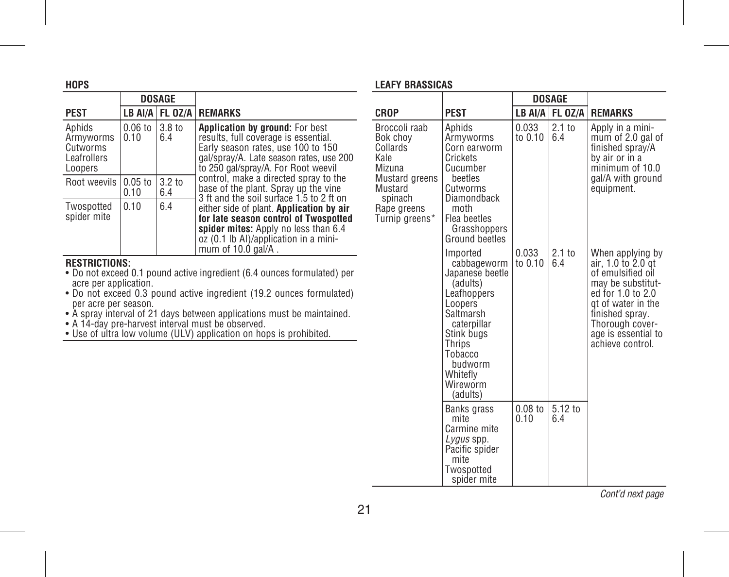### HOPS

| PEST | DOSAGE | | REMARKS |
|---|---|---|---|
| | LB AI/A | FL OZ/A | |
| Aphids<br>Armyworms<br>Cutworms<br>Leafrollers<br>Loopers | 0.06 to 0.10 | 3.8 to 6.4 | **Application by ground:** For best results, full coverage is essential. Early season rates, use 100 to 150 gal/spray/A. Late season rates, use 200 to 250 gal/spray/A. For Root weevil control, make a directed spray to the base of the plant. Spray up the vine 3 ft and the soil surface 1.5 to 2 ft on either side of plant. **Application by air for late season control of Twospotted spider mites:** Apply no less than 6.4 oz (0.1 lb AI)/application in a minimum of 10.0 gal/A . |
| Root weevils | 0.05 to 0.10 | 3.2 to 6.4 | |
| Twospotted spider mite | 0.10 | 6.4 | |

**RESTRICTIONS:**

- Do not exceed 0.1 pound active ingredient (6.4 ounces formulated) per acre per application.
- Do not exceed 0.3 pound active ingredient (19.2 ounces formulated) per acre per season.
- A spray interval of 21 days between applications must be maintained.
- A 14-day pre-harvest interval must be observed.
- Use of ultra low volume (ULV) application on hops is prohibited.

### LEAFY BRASSICAS

| CROP | PEST | DOSAGE | | REMARKS |
|---|---|---|---|---|
| | | LB AI/A | FL OZ/A | |
| Broccoli raab<br>Bok choy<br>Collards<br>Kale<br>Mizuna<br>Mustard greens<br>Mustard spinach<br>Rape greens<br>Turnip greens* | Aphids<br>Armyworms<br>Corn earworm<br>Crickets<br>Cucumber beetles<br>Cutworms<br>Diamondback moth<br>Flea beetles<br>Grasshoppers<br>Ground beetles | 0.033 to 0.10 | 2.1 to 6.4 | Apply in a minimum of 2.0 gal of finished spray/A by air or in a minimum of 10.0 gal/A with ground equipment. |
| | Imported cabbageworm<br>Japanese beetle (adults)<br>Leafhoppers<br>Loopers<br>Saltmarsh caterpillar<br>Stink bugs<br>Thrips<br>Tobacco budworm<br>Whitefly<br>Wireworm (adults) | 0.033 to 0.10 | 2.1 to 6.4 | When applying by air, 1.0 to 2.0 qt of emulsified oil may be substituted for 1.0 to 2.0 qt of water in the finished spray. Thorough coverage is essential to achieve control. |
| | Banks grass mite<br>Carmine mite<br>*Lygus* spp.<br>Pacific spider mite<br>Twospotted spider mite | 0.08 to 0.10 | 5.12 to 6.4 | |

*Cont'd next page*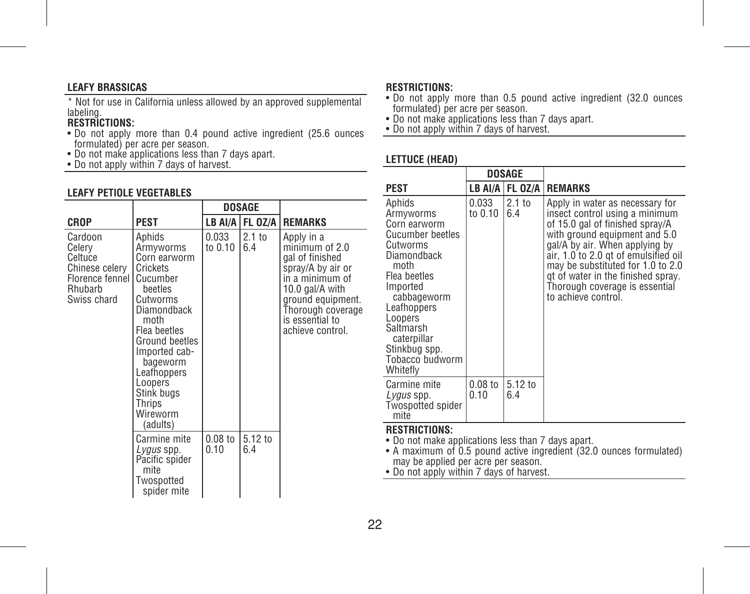### LEAFY BRASSICAS

\* Not for use in California unless allowed by an approved supplemental labeling.

**RESTRICTIONS:**

- Do not apply more than 0.4 pound active ingredient (25.6 ounces formulated) per acre per season.
- Do not make applications less than 7 days apart.
- Do not apply within 7 days of harvest.

### LEAFY PETIOLE VEGETABLES

| | | DOSAGE | | |
|---|---|---|---|---|
| **CROP** | **PEST** | **LB AI/A** | **FL OZ/A** | **REMARKS** |
| Cardoon<br>Celery<br>Celtuce<br>Chinese celery<br>Florence fennel<br>Rhubarb<br>Swiss chard | Aphids<br>Armyworms<br>Corn earworm<br>Crickets<br>Cucumber beetles<br>Cutworms<br>Diamondback moth<br>Flea beetles<br>Ground beetles<br>Imported cabbageworm<br>Leafhoppers<br>Loopers<br>Stink bugs<br>Thrips<br>Wireworm (adults) | 0.033 to 0.10 | 2.1 to 6.4 | Apply in a minimum of 2.0 gal of finished spray/A by air or in a minimum of 10.0 gal/A with ground equipment. Thorough coverage is essential to achieve control. |
| | Carmine mite<br>*Lygus* spp.<br>Pacific spider mite<br>Twospotted spider mite | 0.08 to 0.10 | 5.12 to 6.4 | |

**RESTRICTIONS:**

- Do not apply more than 0.5 pound active ingredient (32.0 ounces formulated) per acre per season.
- Do not make applications less than 7 days apart.
- Do not apply within 7 days of harvest.

### LETTUCE (HEAD)

| | DOSAGE | | |
|---|---|---|---|
| **PEST** | **LB AI/A** | **FL OZ/A** | **REMARKS** |
| Aphids<br>Armyworms<br>Corn earworm<br>Cucumber beetles<br>Cutworms<br>Diamondback moth<br>Flea beetles<br>Imported cabbageworm<br>Leafhoppers<br>Loopers<br>Saltmarsh caterpillar<br>Stinkbug spp.<br>Tobacco budworm<br>Whitefly | 0.033 to 0.10 | 2.1 to 6.4 | Apply in water as necessary for insect control using a minimum of 15.0 gal of finished spray/A with ground equipment and 5.0 gal/A by air. When applying by air, 1.0 to 2.0 qt of emulsified oil may be substituted for 1.0 to 2.0 qt of water in the finished spray. Thorough coverage is essential to achieve control. |
| Carmine mite<br>*Lygus* spp.<br>Twospotted spider mite | 0.08 to 0.10 | 5.12 to 6.4 | |

**RESTRICTIONS:**

- Do not make applications less than 7 days apart.
- A maximum of 0.5 pound active ingredient (32.0 ounces formulated) may be applied per acre per season.
- Do not apply within 7 days of harvest.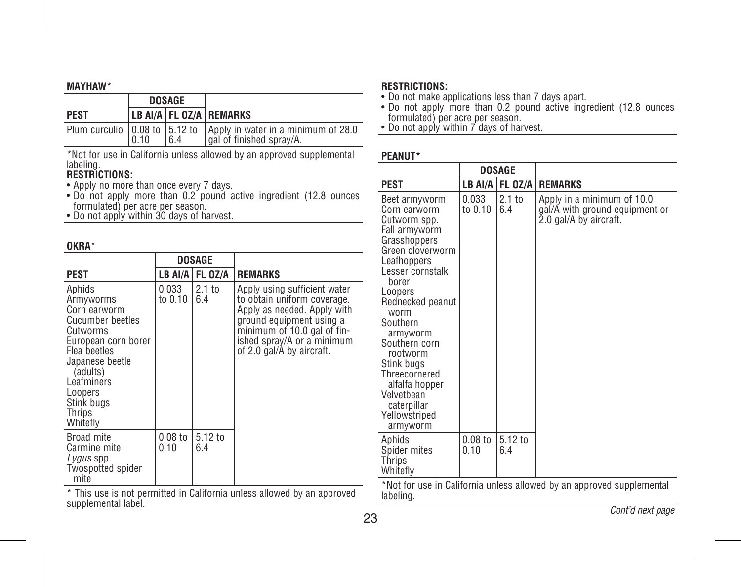**MAYHAW***

| PEST | DOSAGE | | REMARKS |
|---|---|---|---|
| | LB AI/A | FL OZ/A | |
| Plum curculio | 0.08 to 0.10 | 5.12 to 6.4 | Apply in water in a minimum of 28.0 gal of finished spray/A. |

*Not for use in California unless allowed by an approved supplemental labeling.

**RESTRICTIONS:**

- Apply no more than once every 7 days.
- Do not apply more than 0.2 pound active ingredient (12.8 ounces formulated) per acre per season.
- Do not apply within 30 days of harvest.

**OKRA***

| PEST | DOSAGE | | REMARKS |
|---|---|---|---|
| | LB AI/A | FL OZ/A | |
| Aphids<br>Armyworms<br>Corn earworm<br>Cucumber beetles<br>Cutworms<br>European corn borer<br>Flea beetles<br>Japanese beetle (adults)<br>Leafminers<br>Loopers<br>Stink bugs<br>Thrips<br>Whitefly | 0.033 to 0.10 | 2.1 to 6.4 | Apply using sufficient water to obtain uniform coverage. Apply as needed. Apply with ground equipment using a minimum of 10.0 gal of finished spray/A or a minimum of 2.0 gal/A by aircraft. |
| Broad mite<br>Carmine mite<br>*Lygus* spp.<br>Twospotted spider mite | 0.08 to 0.10 | 5.12 to 6.4 | |

* This use is not permitted in California unless allowed by an approved supplemental label.

**RESTRICTIONS:**

- Do not make applications less than 7 days apart.
- Do not apply more than 0.2 pound active ingredient (12.8 ounces formulated) per acre per season.
- Do not apply within 7 days of harvest.

**PEANUT***

| PEST | DOSAGE | | REMARKS |
|---|---|---|---|
| | LB AI/A | FL OZ/A | |
| Beet armyworm<br>Corn earworm<br>Cutworm spp.<br>Fall armyworm<br>Grasshoppers<br>Green cloverworm<br>Leafhoppers<br>Lesser cornstalk borer<br>Loopers<br>Rednecked peanut worm<br>Southern armyworm<br>Southern corn rootworm<br>Stink bugs<br>Threecornered alfalfa hopper<br>Velvetbean caterpillar<br>Yellowstriped armyworm | 0.033 to 0.10 | 2.1 to 6.4 | Apply in a minimum of 10.0 gal/A with ground equipment or 2.0 gal/A by aircraft. |
| Aphids<br>Spider mites<br>Thrips<br>Whitefly | 0.08 to 0.10 | 5.12 to 6.4 | |

*Not for use in California unless allowed by an approved supplemental labeling.

*Cont'd next page*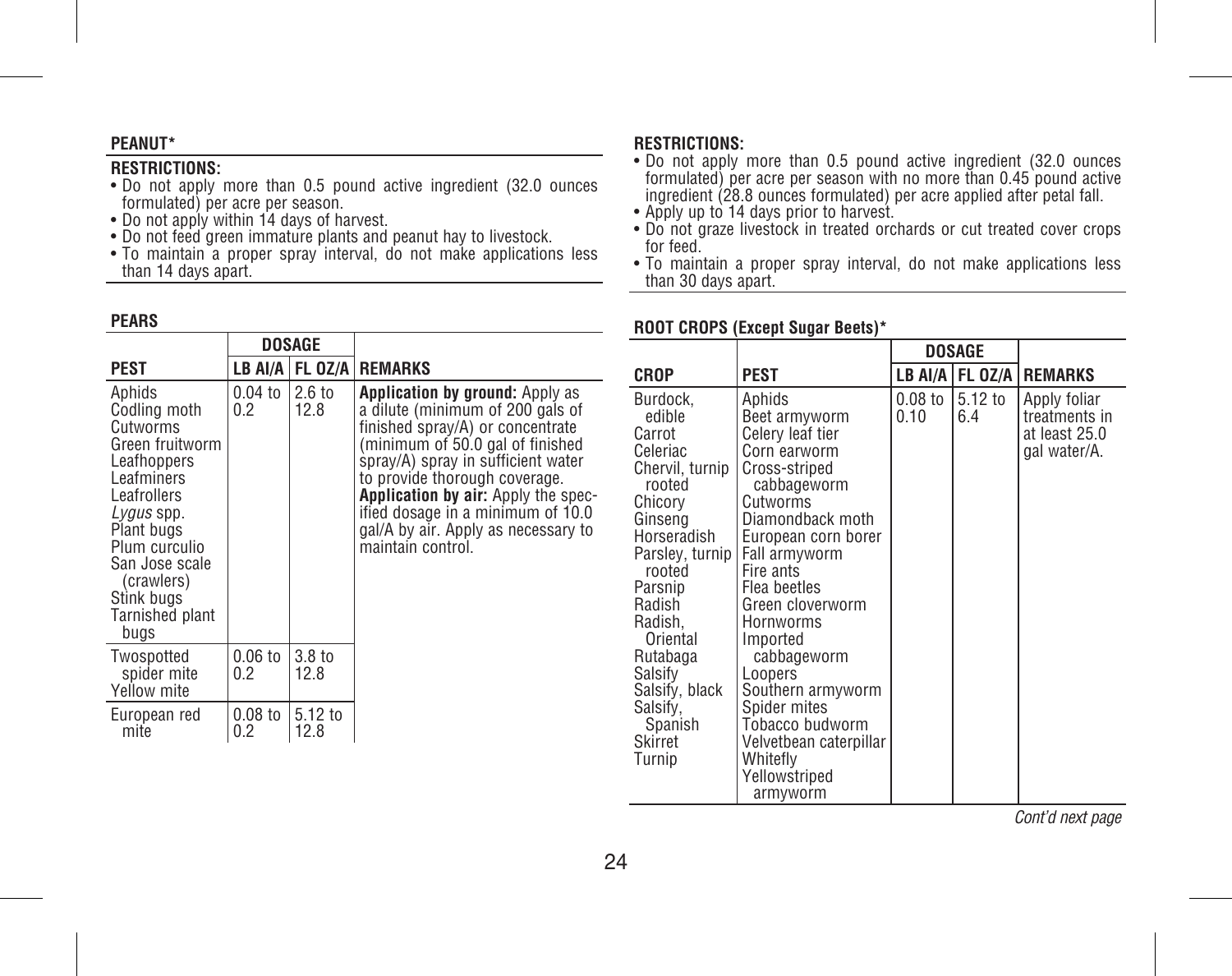**PEANUT***

**RESTRICTIONS:**

- Do not apply more than 0.5 pound active ingredient (32.0 ounces formulated) per acre per season.
- Do not apply within 14 days of harvest.
- Do not feed green immature plants and peanut hay to livestock.
- To maintain a proper spray interval, do not make applications less than 14 days apart.

**PEARS**

| | DOSAGE | | |
|---|---|---|---|
| **PEST** | **LB AI/A** | **FL OZ/A** | **REMARKS** |
| Aphids<br>Codling moth<br>Cutworms<br>Green fruitworm<br>Leafhoppers<br>Leafminers<br>Leafrollers<br>*Lygus* spp.<br>Plant bugs<br>Plum curculio<br>San Jose scale (crawlers)<br>Stink bugs<br>Tarnished plant bugs | 0.04 to 0.2 | 2.6 to 12.8 | **Application by ground:** Apply as a dilute (minimum of 200 gals of finished spray/A) or concentrate (minimum of 50.0 gal of finished spray/A) spray in sufficient water to provide thorough coverage.<br>**Application by air:** Apply the specified dosage in a minimum of 10.0 gal/A by air. Apply as necessary to maintain control. |
| Twospotted spider mite<br>Yellow mite | 0.06 to 0.2 | 3.8 to 12.8 | |
| European red mite | 0.08 to 0.2 | 5.12 to 12.8 | |

**RESTRICTIONS:**

- Do not apply more than 0.5 pound active ingredient (32.0 ounces formulated) per acre per season with no more than 0.45 pound active ingredient (28.8 ounces formulated) per acre applied after petal fall.
- Apply up to 14 days prior to harvest.
- Do not graze livestock in treated orchards or cut treated cover crops for feed.
- To maintain a proper spray interval, do not make applications less than 30 days apart.

**ROOT CROPS (Except Sugar Beets)***

| | | DOSAGE | | |
|---|---|---|---|---|
| **CROP** | **PEST** | **LB AI/A** | **FL OZ/A** | **REMARKS** |
| Burdock, edible<br>Carrot<br>Celeriac<br>Chervil, turnip rooted<br>Chicory<br>Ginseng<br>Horseradish<br>Parsley, turnip rooted<br>Parsnip<br>Radish<br>Radish, Oriental<br>Rutabaga<br>Salsify<br>Salsify, black<br>Salsify, Spanish<br>Skirret<br>Turnip | Aphids<br>Beet armyworm<br>Celery leaf tier<br>Corn earworm<br>Cross-striped cabbageworm<br>Cutworms<br>Diamondback moth<br>European corn borer<br>Fall armyworm<br>Fire ants<br>Flea beetles<br>Green cloverworm<br>Hornworms<br>Imported cabbageworm<br>Loopers<br>Southern armyworm<br>Spider mites<br>Tobacco budworm<br>Velvetbean caterpillar<br>Whitefly<br>Yellowstriped armyworm | 0.08 to 0.10 | 5.12 to 6.4 | Apply foliar treatments in at least 25.0 gal water/A. |

*Cont'd next page*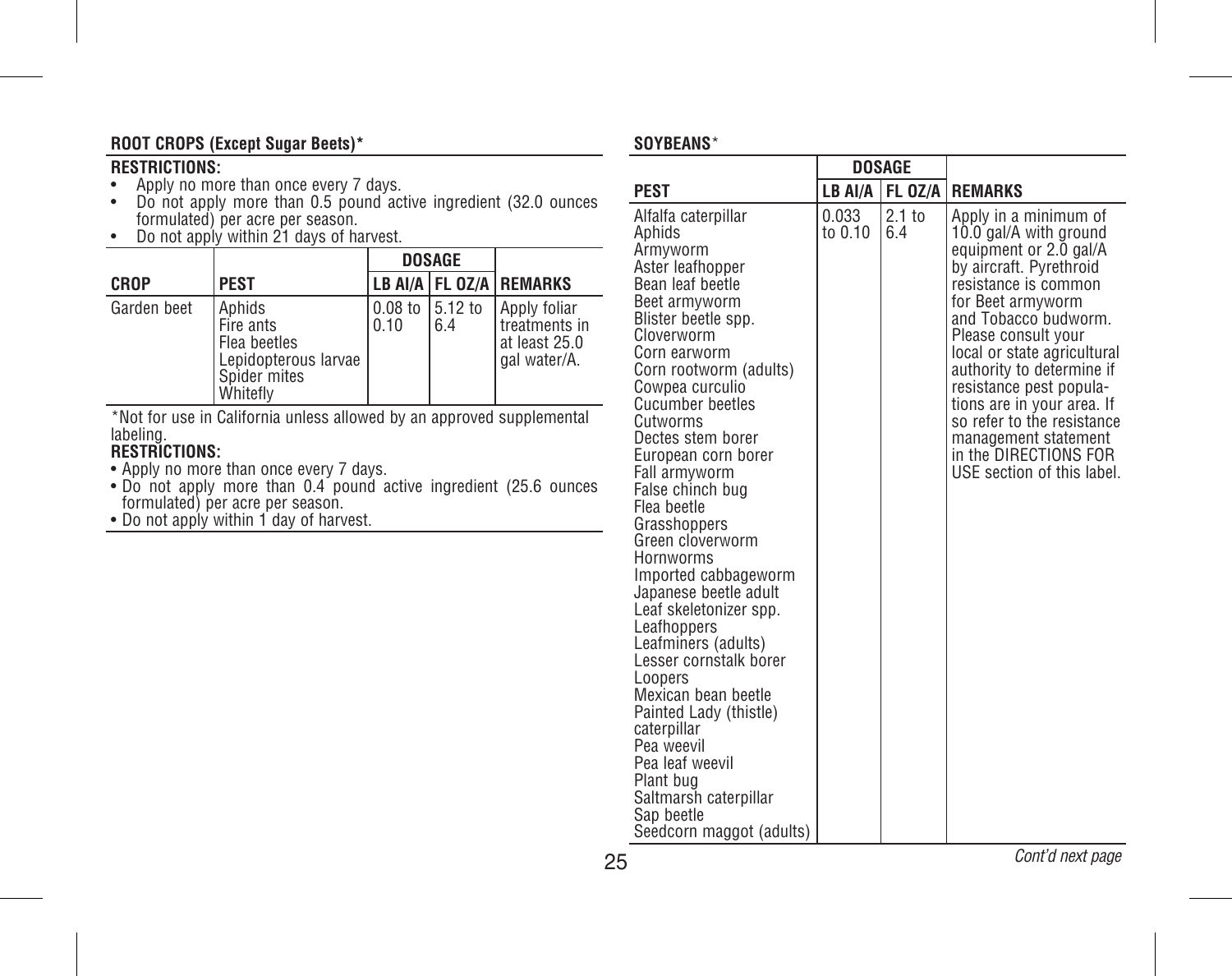**ROOT CROPS (Except Sugar Beets)***

**RESTRICTIONS:**

- Apply no more than once every 7 days.
- Do not apply more than 0.5 pound active ingredient (32.0 ounces formulated) per acre per season.
- Do not apply within 21 days of harvest.

| CROP | PEST | DOSAGE | | REMARKS |
|---|---|---|---|---|
| | | LB AI/A | FL OZ/A | |
| Garden beet | Aphids<br>Fire ants<br>Flea beetles<br>Lepidopterous larvae<br>Spider mites<br>Whitefly | 0.08 to 0.10 | 5.12 to 6.4 | Apply foliar treatments in at least 25.0 gal water/A. |

*Not for use in California unless allowed by an approved supplemental labeling.

**RESTRICTIONS:**

- Apply no more than once every 7 days.
- Do not apply more than 0.4 pound active ingredient (25.6 ounces formulated) per acre per season.
- Do not apply within 1 day of harvest.

**SOYBEANS***

| PEST | DOSAGE | | REMARKS |
|---|---|---|---|
| | LB AI/A | FL OZ/A | |
| Alfalfa caterpillar<br>Aphids<br>Armyworm<br>Aster leafhopper<br>Bean leaf beetle<br>Beet armyworm<br>Blister beetle spp.<br>Cloverworm<br>Corn earworm<br>Corn rootworm (adults)<br>Cowpea curculio<br>Cucumber beetles<br>Cutworms<br>Dectes stem borer<br>European corn borer<br>Fall armyworm<br>False chinch bug<br>Flea beetle<br>Grasshoppers<br>Green cloverworm<br>Hornworms<br>Imported cabbageworm<br>Japanese beetle adult<br>Leaf skeletonizer spp.<br>Leafhoppers<br>Leafminers (adults)<br>Lesser cornstalk borer<br>Loopers<br>Mexican bean beetle<br>Painted Lady (thistle) caterpillar<br>Pea weevil<br>Pea leaf weevil<br>Plant bug<br>Saltmarsh caterpillar<br>Sap beetle<br>Seedcorn maggot (adults) | 0.033 to 0.10 | 2.1 to 6.4 | Apply in a minimum of 10.0 gal/A with ground equipment or 2.0 gal/A by aircraft. Pyrethroid resistance is common for Beet armyworm and Tobacco budworm. Please consult your local or state agricultural authority to determine if resistance pest populations are in your area. If so refer to the resistance management statement in the DIRECTIONS FOR USE section of this label. |

*Cont'd next page*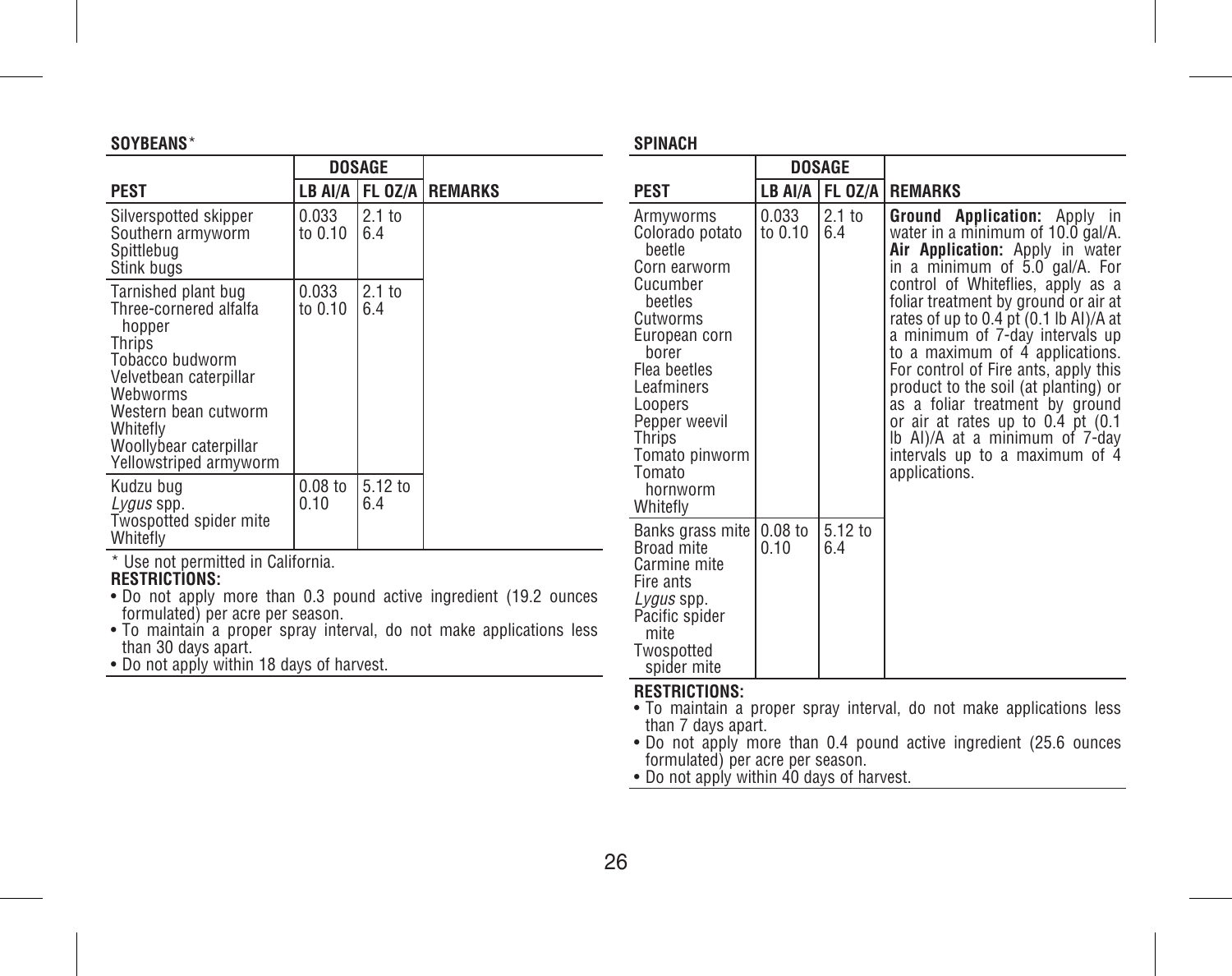**SOYBEANS***

| PEST | DOSAGE | | REMARKS |
|---|---|---|---|
| | LB AI/A | FL OZ/A | |
| Silverspotted skipper<br>Southern armyworm<br>Spittlebug<br>Stink bugs | 0.033 to 0.10 | 2.1 to 6.4 | |
| Tarnished plant bug<br>Three-cornered alfalfa hopper<br>Thrips<br>Tobacco budworm<br>Velvetbean caterpillar<br>Webworms<br>Western bean cutworm<br>Whitefly<br>Woollybear caterpillar<br>Yellowstriped armyworm | 0.033 to 0.10 | 2.1 to 6.4 | |
| Kudzu bug<br>*Lygus* spp.<br>Twospotted spider mite<br>Whitefly | 0.08 to 0.10 | 5.12 to 6.4 | |

* Use not permitted in California.

**RESTRICTIONS:**

- Do not apply more than 0.3 pound active ingredient (19.2 ounces formulated) per acre per season.
- To maintain a proper spray interval, do not make applications less than 30 days apart.
- Do not apply within 18 days of harvest.

**SPINACH**

| PEST | DOSAGE | | REMARKS |
|---|---|---|---|
| | LB AI/A | FL OZ/A | |
| Armyworms<br>Colorado potato beetle<br>Corn earworm<br>Cucumber beetles<br>Cutworms<br>European corn borer<br>Flea beetles<br>Leafminers<br>Loopers<br>Pepper weevil<br>Thrips<br>Tomato pinworm<br>Tomato hornworm<br>Whitefly | 0.033 to 0.10 | 2.1 to 6.4 | **Ground Application:** Apply in water in a minimum of 10.0 gal/A. **Air Application:** Apply in water in a minimum of 5.0 gal/A. For control of Whiteflies, apply as a foliar treatment by ground or air at rates of up to 0.4 pt (0.1 lb AI)/A at a minimum of 7-day intervals up to a maximum of 4 applications. For control of Fire ants, apply this product to the soil (at planting) or as a foliar treatment by ground or air at rates up to 0.4 pt (0.1 lb AI)/A at a minimum of 7-day intervals up to a maximum of 4 applications. |
| Banks grass mite<br>Broad mite<br>Carmine mite<br>Fire ants<br>*Lygus* spp.<br>Pacific spider mite<br>Twospotted spider mite | 0.08 to 0.10 | 5.12 to 6.4 | |

**RESTRICTIONS:**

- To maintain a proper spray interval, do not make applications less than 7 days apart.
- Do not apply more than 0.4 pound active ingredient (25.6 ounces formulated) per acre per season.
- Do not apply within 40 days of harvest.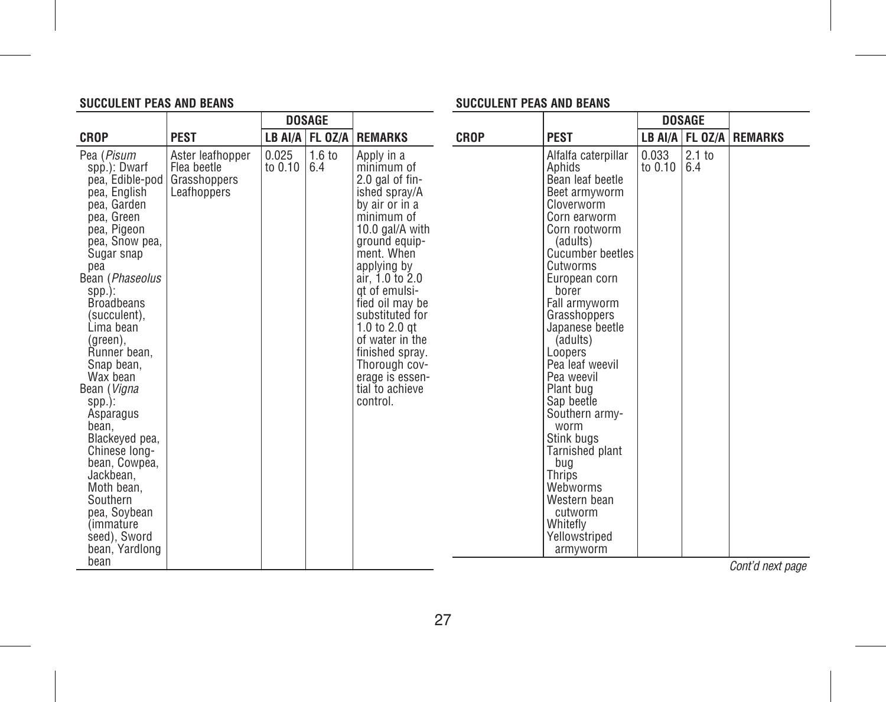**SUCCULENT PEAS AND BEANS**

| CROP | PEST | DOSAGE | | REMARKS |
|---|---|---|---|---|
| | | LB AI/A | FL OZ/A | |
| Pea (*Pisum* spp.): Dwarf pea, Edible-pod pea, English pea, Garden pea, Green pea, Pigeon pea, Snow pea, Sugar snap pea<br>Bean (*Phaseolus* spp.): Broadbeans (succulent), Lima bean (green), Runner bean, Snap bean, Wax bean<br>Bean (*Vigna* spp.): Asparagus bean, Blackeyed pea, Chinese longbean, Cowpea, Jackbean, Moth bean, Southern pea, Soybean (immature seed), Sword bean, Yardlong bean | Aster leafhopper<br>Flea beetle<br>Grasshoppers<br>Leafhoppers | 0.025 to 0.10 | 1.6 to 6.4 | Apply in a minimum of 2.0 gal of finished spray/A by air or in a minimum of 10.0 gal/A with ground equipment. When applying by air, 1.0 to 2.0 qt of emulsified oil may be substituted for 1.0 to 2.0 qt of water in the finished spray. Thorough coverage is essential to achieve control. |

**SUCCULENT PEAS AND BEANS**

| CROP | PEST | DOSAGE | | REMARKS |
|---|---|---|---|---|
| | | LB AI/A | FL OZ/A | |
| | Alfalfa caterpillar<br>Aphids<br>Bean leaf beetle<br>Beet armyworm<br>Cloverworm<br>Corn earworm<br>Corn rootworm (adults)<br>Cucumber beetles<br>Cutworms<br>European corn borer<br>Fall armyworm<br>Grasshoppers<br>Japanese beetle (adults)<br>Loopers<br>Pea leaf weevil<br>Pea weevil<br>Plant bug<br>Sap beetle<br>Southern armyworm<br>Stink bugs<br>Tarnished plant bug<br>Thrips<br>Webworms<br>Western bean cutworm<br>Whitefly<br>Yellowstriped armyworm | 0.033 to 0.10 | 2.1 to 6.4 | |

*Cont'd next page*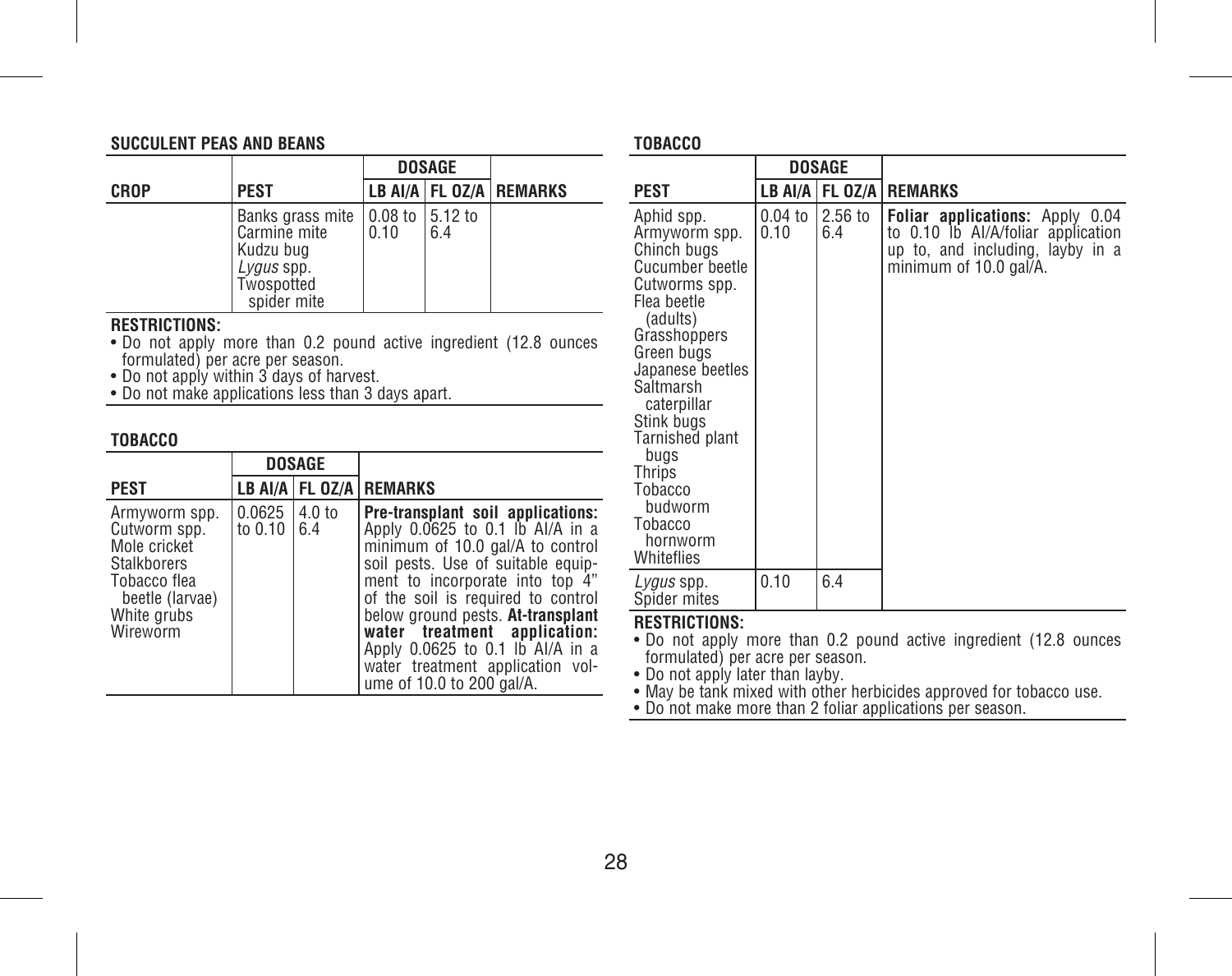## SUCCULENT PEAS AND BEANS

| CROP | PEST | DOSAGE | | REMARKS |
|---|---|---|---|---|
| | | LB AI/A | FL OZ/A | |
| | Banks grass mite<br>Carmine mite<br>Kudzu bug<br>*Lygus* spp.<br>Twospotted spider mite | 0.08 to 0.10 | 5.12 to 6.4 | |

**RESTRICTIONS:**
- Do not apply more than 0.2 pound active ingredient (12.8 ounces formulated) per acre per season.
- Do not apply within 3 days of harvest.
- Do not make applications less than 3 days apart.

## TOBACCO

| PEST | DOSAGE | | REMARKS |
|---|---|---|---|
| | LB AI/A | FL OZ/A | |
| Armyworm spp.<br>Cutworm spp.<br>Mole cricket<br>Stalkborers<br>Tobacco flea beetle (larvae)<br>White grubs<br>Wireworm | 0.0625 to 0.10 | 4.0 to 6.4 | **Pre-transplant soil applications:** Apply 0.0625 to 0.1 lb AI/A in a minimum of 10.0 gal/A to control soil pests. Use of suitable equipment to incorporate into top 4" of the soil is required to control below ground pests. **At-transplant water treatment application:** Apply 0.0625 to 0.1 lb AI/A in a water treatment application volume of 10.0 to 200 gal/A. |

## TOBACCO

| PEST | DOSAGE | | REMARKS |
|---|---|---|---|
| | LB AI/A | FL OZ/A | |
| Aphid spp.<br>Armyworm spp.<br>Chinch bugs<br>Cucumber beetle<br>Cutworms spp.<br>Flea beetle (adults)<br>Grasshoppers<br>Green bugs<br>Japanese beetles<br>Saltmarsh caterpillar<br>Stink bugs<br>Tarnished plant bugs<br>Thrips<br>Tobacco budworm<br>Tobacco hornworm<br>Whiteflies | 0.04 to 0.10 | 2.56 to 6.4 | **Foliar applications:** Apply 0.04 to 0.10 lb AI/A/foliar application up to, and including, layby in a minimum of 10.0 gal/A. |
| *Lygus* spp.<br>Spider mites | 0.10 | 6.4 | |

**RESTRICTIONS:**
- Do not apply more than 0.2 pound active ingredient (12.8 ounces formulated) per acre per season.
- Do not apply later than layby.
- May be tank mixed with other herbicides approved for tobacco use.
- Do not make more than 2 foliar applications per season.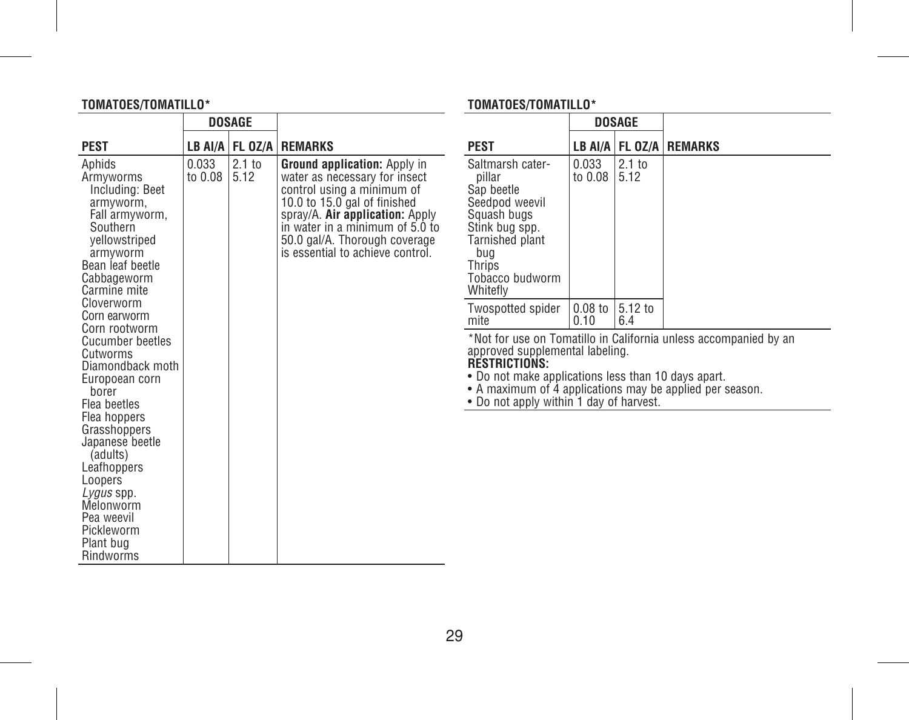**TOMATOES/TOMATILLO***

| PEST | DOSAGE | | REMARKS |
|---|---|---|---|
| | LB AI/A | FL OZ/A | |
| Aphids<br>Armyworms<br>Including: Beet armyworm, Fall armyworm, Southern yellowstriped armyworm<br>Bean leaf beetle<br>Cabbageworm<br>Carmine mite<br>Cloverworm<br>Corn earworm<br>Corn rootworm<br>Cucumber beetles<br>Cutworms<br>Diamondback moth<br>Europoean corn borer<br>Flea beetles<br>Flea hoppers<br>Grasshoppers<br>Japanese beetle (adults)<br>Leafhoppers<br>Loopers<br>*Lygus* spp.<br>Melonworm<br>Pea weevil<br>Pickleworm<br>Plant bug<br>Rindworms<br>Saltmarsh caterpillar<br>Sap beetle<br>Seedpod weevil<br>Squash bugs<br>Stink bug spp.<br>Tarnished plant bug<br>Thrips<br>Tobacco budworm<br>Whitefly | 0.033 to 0.08 | 2.1 to 5.12 | **Ground application:** Apply in water as necessary for insect control using a minimum of 10.0 to 15.0 gal of finished spray/A. **Air application:** Apply in water in a minimum of 5.0 to 50.0 gal/A. Thorough coverage is essential to achieve control. |
| Twospotted spider mite | 0.08 to 0.10 | 5.12 to 6.4 | |

*Not for use on Tomatillo in California unless accompanied by an approved supplemental labeling.

**RESTRICTIONS:**
- Do not make applications less than 10 days apart.
- A maximum of 4 applications may be applied per season.
- Do not apply within 1 day of harvest.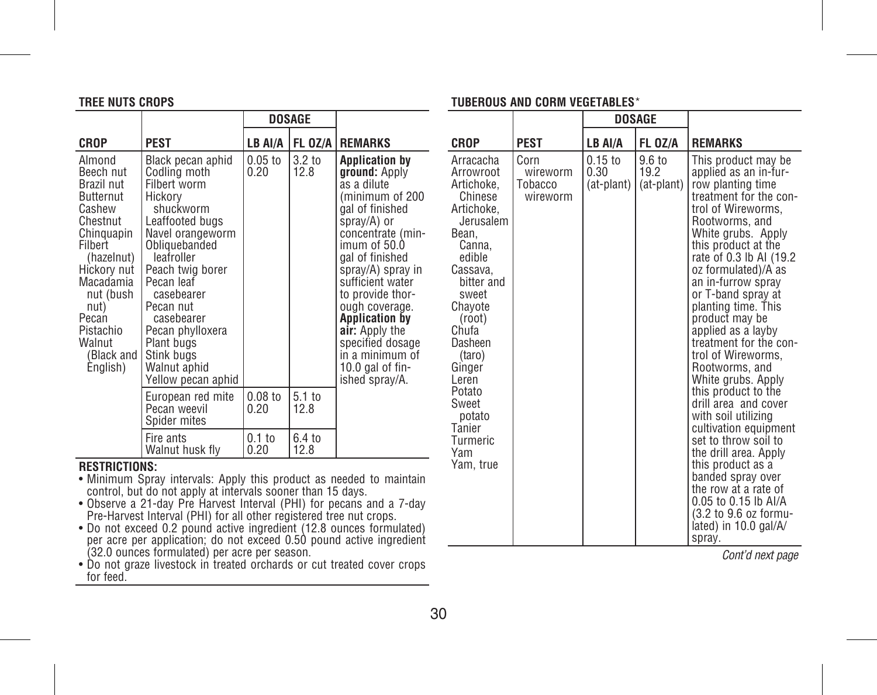## TREE NUTS CROPS

| CROP | PEST | DOSAGE | | REMARKS |
|---|---|---|---|---|
| | | LB AI/A | FL OZ/A | |
| Almond<br>Beech nut<br>Brazil nut<br>Butternut<br>Cashew<br>Chestnut<br>Chinquapin<br>Filbert (hazelnut)<br>Hickory nut<br>Macadamia nut (bush nut)<br>Pecan<br>Pistachio<br>Walnut (Black and English) | Black pecan aphid<br>Codling moth<br>Filbert worm<br>Hickory shuckworm<br>Leaffooted bugs<br>Navel orangeworm<br>Obliquebanded leafroller<br>Peach twig borer<br>Pecan leaf casebearer<br>Pecan nut casebearer<br>Pecan phylloxera<br>Plant bugs<br>Stink bugs<br>Walnut aphid<br>Yellow pecan aphid | 0.05 to 0.20 | 3.2 to 12.8 | **Application by ground:** Apply as a dilute (minimum of 200 gal of finished spray/A) or concentrate (minimum of 50.0 gal of finished spray/A) spray in sufficient water to provide thorough coverage. **Application by air:** Apply the specified dosage in a minimum of 10.0 gal of finished spray/A. |
| | European red mite<br>Pecan weevil<br>Spider mites | 0.08 to 0.20 | 5.1 to 12.8 | |
| | Fire ants<br>Walnut husk fly | 0.1 to 0.20 | 6.4 to 12.8 | |

**RESTRICTIONS:**

- Minimum Spray intervals: Apply this product as needed to maintain control, but do not apply at intervals sooner than 15 days.
- Observe a 21-day Pre Harvest Interval (PHI) for pecans and a 7-day Pre-Harvest Interval (PHI) for all other registered tree nut crops.
- Do not exceed 0.2 pound active ingredient (12.8 ounces formulated) per acre per application; do not exceed 0.50 pound active ingredient (32.0 ounces formulated) per acre per season.
- Do not graze livestock in treated orchards or cut treated cover crops for feed.

## TUBEROUS AND CORM VEGETABLES*

| CROP | PEST | DOSAGE | | REMARKS |
|---|---|---|---|---|
| | | LB AI/A | FL OZ/A | |
| Arracacha<br>Arrowroot<br>Artichoke, Chinese<br>Artichoke, Jerusalem<br>Bean, Canna, edible<br>Cassava, bitter and sweet<br>Chayote (root)<br>Chufa<br>Dasheen (taro)<br>Ginger<br>Leren<br>Potato<br>Sweet potato<br>Tanier<br>Turmeric<br>Yam<br>Yam, true | Corn wireworm<br>Tobacco wireworm | 0.15 to 0.30 (at-plant) | 9.6 to 19.2 (at-plant) | This product may be applied as an in-furrow planting time treatment for the control of Wireworms, Rootworms, and White grubs. Apply this product at the rate of 0.3 lb AI (19.2 oz formulated)/A as an in-furrow spray or T-band spray at planting time. This product may be applied as a layby treatment for the control of Wireworms, Rootworms, and White grubs. Apply this product to the drill area and cover with soil utilizing cultivation equipment set to throw soil to the drill area. Apply this product as a banded spray over the row at a rate of 0.05 to 0.15 lb AI/A (3.2 to 9.6 oz formulated) in 10.0 gal/A/ spray. |

*Cont'd next page*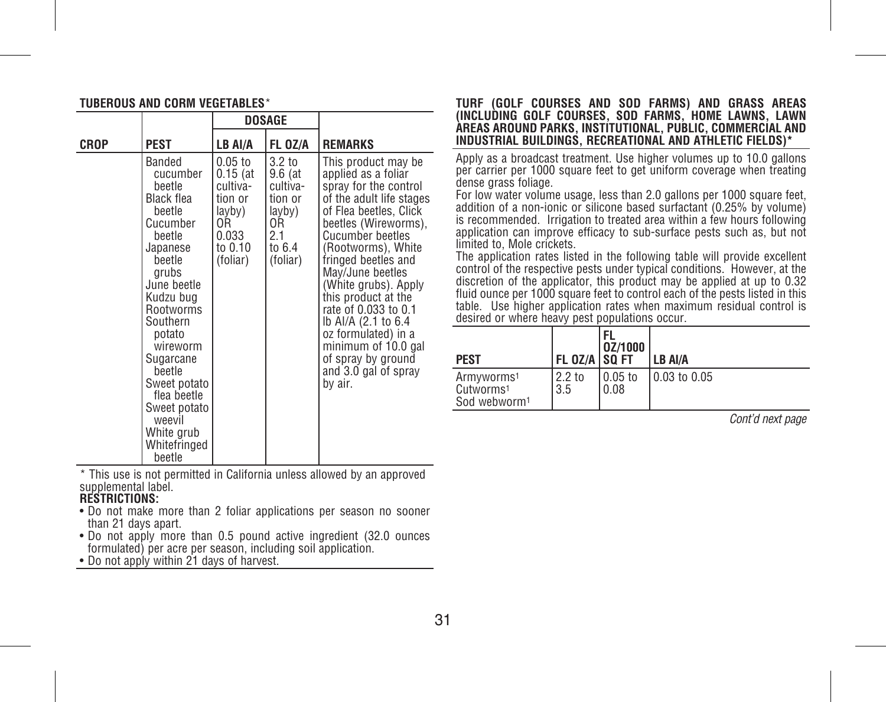**TUBEROUS AND CORM VEGETABLES***

| | | DOSAGE | | |
|---|---|---|---|---|
| **CROP** | **PEST** | **LB AI/A** | **FL OZ/A** | **REMARKS** |
| | Banded cucumber beetle<br>Black flea beetle<br>Cucumber beetle<br>Japanese beetle grubs<br>June beetle<br>Kudzu bug<br>Rootworms<br>Southern potato wireworm<br>Sugarcane beetle<br>Sweet potato flea beetle<br>Sweet potato weevil<br>White grub<br>Whitefringed beetle | 0.05 to 0.15 (at cultivation or layby) OR 0.033 to 0.10 (foliar) | 3.2 to 9.6 (at cultivation or layby) OR 2.1 to 6.4 (foliar) | This product may be applied as a foliar spray for the control of the adult life stages of Flea beetles, Click beetles (Wireworms), Cucumber beetles (Rootworms), White fringed beetles and May/June beetles (White grubs). Apply this product at the rate of 0.033 to 0.1 lb AI/A (2.1 to 6.4 oz formulated) in a minimum of 10.0 gal of spray by ground and 3.0 gal of spray by air. |

\* This use is not permitted in California unless allowed by an approved supplemental label.

**RESTRICTIONS:**

- Do not make more than 2 foliar applications per season no sooner than 21 days apart.
- Do not apply more than 0.5 pound active ingredient (32.0 ounces formulated) per acre per season, including soil application.
- Do not apply within 21 days of harvest.

**TURF (GOLF COURSES AND SOD FARMS) AND GRASS AREAS (INCLUDING GOLF COURSES, SOD FARMS, HOME LAWNS, LAWN AREAS AROUND PARKS, INSTITUTIONAL, PUBLIC, COMMERCIAL AND INDUSTRIAL BUILDINGS, RECREATIONAL AND ATHLETIC FIELDS)***

Apply as a broadcast treatment. Use higher volumes up to 10.0 gallons per carrier per 1000 square feet to get uniform coverage when treating dense grass foliage.

For low water volume usage, less than 2.0 gallons per 1000 square feet, addition of a non-ionic or silicone based surfactant (0.25% by volume) is recommended. Irrigation to treated area within a few hours following application can improve efficacy to sub-surface pests such as, but not limited to, Mole crickets.

The application rates listed in the following table will provide excellent control of the respective pests under typical conditions. However, at the discretion of the applicator, this product may be applied at up to 0.32 fluid ounce per 1000 square feet to control each of the pests listed in this table. Use higher application rates when maximum residual control is desired or where heavy pest populations occur.

| **PEST** | **FL OZ/A** | **FL OZ/1000 SQ FT** | **LB AI/A** |
|---|---|---|---|
| Armyworms[1]<br>Cutworms[1]<br>Sod webworm[1] | 2.2 to 3.5 | 0.05 to 0.08 | 0.03 to 0.05 |

*Cont'd next page*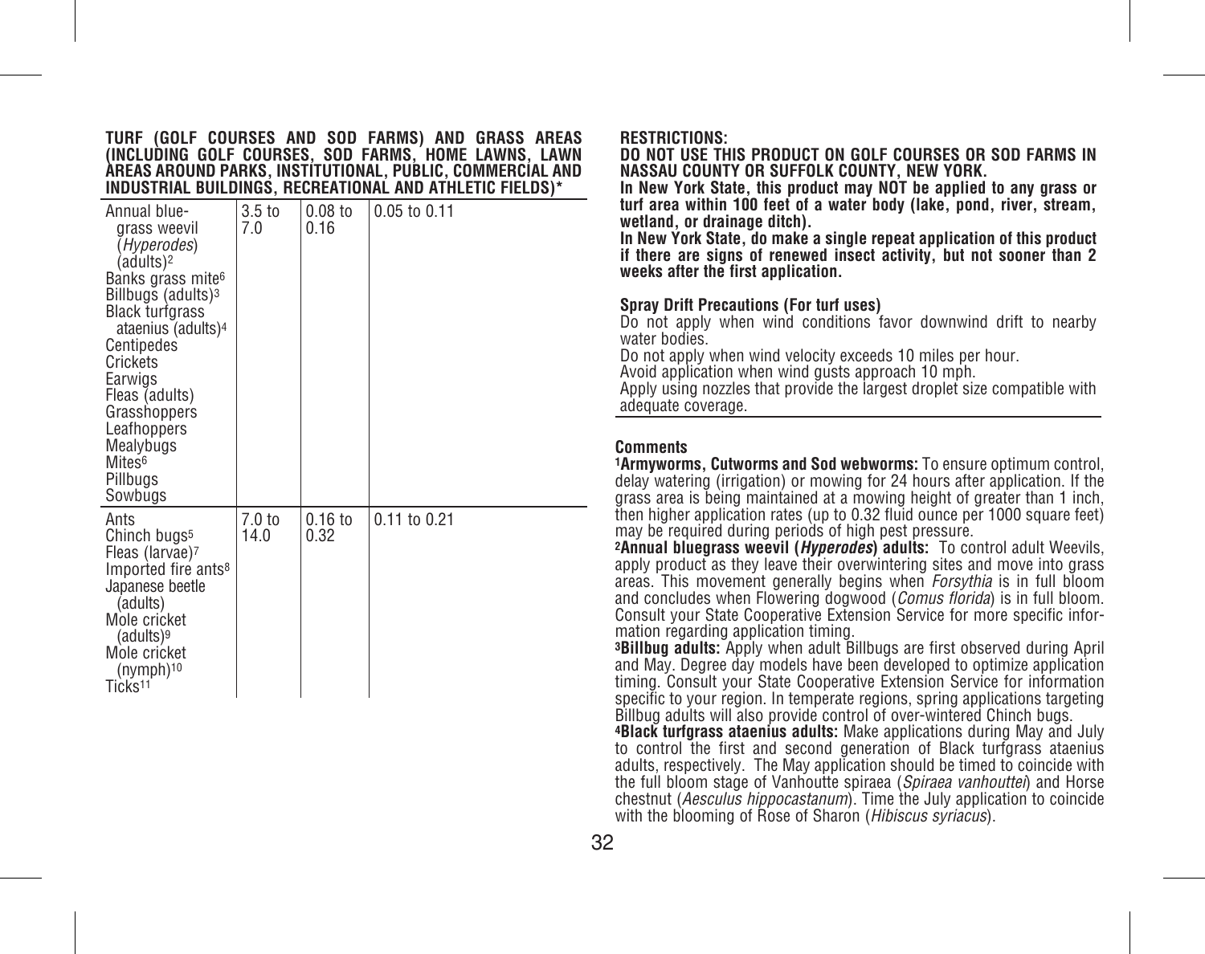**TURF (GOLF COURSES AND SOD FARMS) AND GRASS AREAS (INCLUDING GOLF COURSES, SOD FARMS, HOME LAWNS, LAWN AREAS AROUND PARKS, INSTITUTIONAL, PUBLIC, COMMERCIAL AND INDUSTRIAL BUILDINGS, RECREATIONAL AND ATHLETIC FIELDS)***

| | | | |
|---|---|---|---|
| Annual bluegrass weevil (*Hyperodes*) (adults)[2]<br>Banks grass mite[6]<br>Billbugs (adults)[3]<br>Black turfgrass ataenius (adults)[4]<br>Centipedes<br>Crickets<br>Earwigs<br>Fleas (adults)<br>Grasshoppers<br>Leafhoppers<br>Mealybugs<br>Mites[6]<br>Pillbugs<br>Sowbugs | 3.5 to 7.0 | 0.08 to 0.16 | 0.05 to 0.11 |
| Ants<br>Chinch bugs[5]<br>Fleas (larvae)[7]<br>Imported fire ants[8]<br>Japanese beetle (adults)<br>Mole cricket (adults)[9]<br>Mole cricket (nymph)[10]<br>Ticks[11] | 7.0 to 14.0 | 0.16 to 0.32 | 0.11 to 0.21 |

**RESTRICTIONS:**

**DO NOT USE THIS PRODUCT ON GOLF COURSES OR SOD FARMS IN NASSAU COUNTY OR SUFFOLK COUNTY, NEW YORK.**

**In New York State, this product may NOT be applied to any grass or turf area within 100 feet of a water body (lake, pond, river, stream, wetland, or drainage ditch).**

**In New York State, do make a single repeat application of this product if there are signs of renewed insect activity, but not sooner than 2 weeks after the first application.**

**Spray Drift Precautions (For turf uses)**

Do not apply when wind conditions favor downwind drift to nearby water bodies.

Do not apply when wind velocity exceeds 10 miles per hour.

Avoid application when wind gusts approach 10 mph.

Apply using nozzles that provide the largest droplet size compatible with adequate coverage.

**Comments**

[1]**Armyworms, Cutworms and Sod webworms:** To ensure optimum control, delay watering (irrigation) or mowing for 24 hours after application. If the grass area is being maintained at a mowing height of greater than 1 inch, then higher application rates (up to 0.32 fluid ounce per 1000 square feet) may be required during periods of high pest pressure.

[2]**Annual bluegrass weevil (*Hyperodes*) adults:** To control adult Weevils, apply product as they leave their overwintering sites and move into grass areas. This movement generally begins when *Forsythia* is in full bloom and concludes when Flowering dogwood (*Comus florida*) is in full bloom. Consult your State Cooperative Extension Service for more specific information regarding application timing.

[3]**Billbug adults:** Apply when adult Billbugs are first observed during April and May. Degree day models have been developed to optimize application timing. Consult your State Cooperative Extension Service for information specific to your region. In temperate regions, spring applications targeting Billbug adults will also provide control of over-wintered Chinch bugs.

[4]**Black turfgrass ataenius adults:** Make applications during May and July to control the first and second generation of Black turfgrass ataenius adults, respectively. The May application should be timed to coincide with the full bloom stage of Vanhoutte spiraea (*Spiraea vanhouttei*) and Horse chestnut (*Aesculus hippocastanum*). Time the July application to coincide with the blooming of Rose of Sharon (*Hibiscus syriacus*).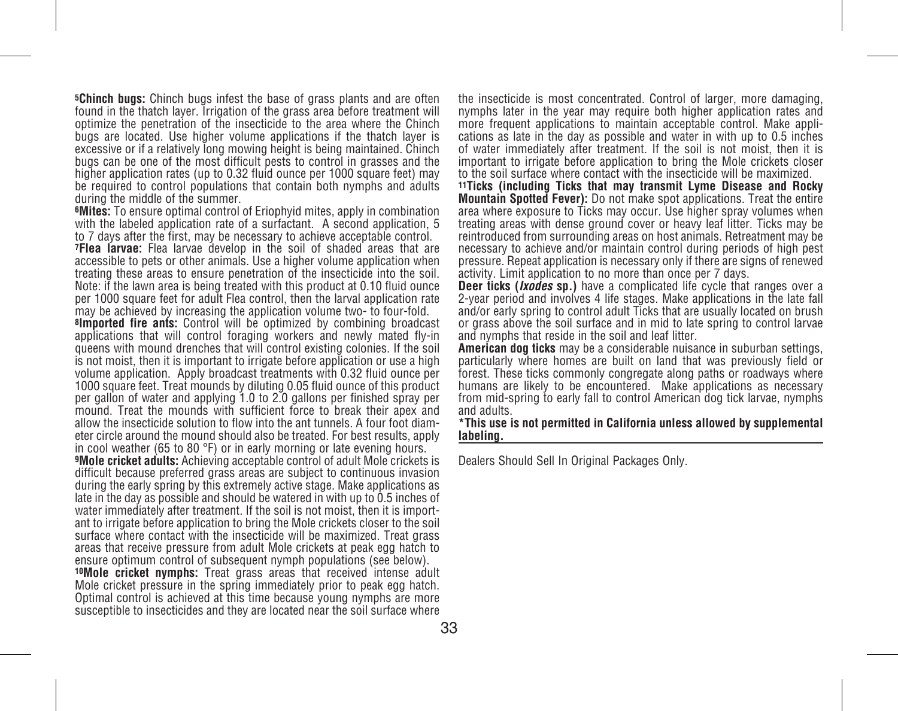[5]**Chinch bugs:** Chinch bugs infest the base of grass plants and are often found in the thatch layer. Irrigation of the grass area before treatment will optimize the penetration of the insecticide to the area where the Chinch bugs are located. Use higher volume applications if the thatch layer is excessive or if a relatively long mowing height is being maintained. Chinch bugs can be one of the most difficult pests to control in grasses and the higher application rates (up to 0.32 fluid ounce per 1000 square feet) may be required to control populations that contain both nymphs and adults during the middle of the summer.

[6]**Mites:** To ensure optimal control of Eriophyid mites, apply in combination with the labeled application rate of a surfactant. A second application, 5 to 7 days after the first, may be necessary to achieve acceptable control.

[7]**Flea larvae:** Flea larvae develop in the soil of shaded areas that are accessible to pets or other animals. Use a higher volume application when treating these areas to ensure penetration of the insecticide into the soil. Note: if the lawn area is being treated with this product at 0.10 fluid ounce per 1000 square feet for adult Flea control, then the larval application rate may be achieved by increasing the application volume two- to four-fold.

[8]**Imported fire ants:** Control will be optimized by combining broadcast applications that will control foraging workers and newly mated fly-in queens with mound drenches that will control existing colonies. If the soil is not moist, then it is important to irrigate before application or use a high volume application. Apply broadcast treatments with 0.32 fluid ounce per 1000 square feet. Treat mounds by diluting 0.05 fluid ounce of this product per gallon of water and applying 1.0 to 2.0 gallons per finished spray per mound. Treat the mounds with sufficient force to break their apex and allow the insecticide solution to flow into the ant tunnels. A four foot diameter circle around the mound should also be treated. For best results, apply in cool weather (65 to 80 °F) or in early morning or late evening hours.

[9]**Mole cricket adults:** Achieving acceptable control of adult Mole crickets is difficult because preferred grass areas are subject to continuous invasion during the early spring by this extremely active stage. Make applications as late in the day as possible and should be watered in with up to 0.5 inches of water immediately after treatment. If the soil is not moist, then it is important to irrigate before application to bring the Mole crickets closer to the soil surface where contact with the insecticide will be maximized. Treat grass areas that receive pressure from adult Mole crickets at peak egg hatch to ensure optimum control of subsequent nymph populations (see below).

[10]**Mole cricket nymphs:** Treat grass areas that received intense adult Mole cricket pressure in the spring immediately prior to peak egg hatch. Optimal control is achieved at this time because young nymphs are more susceptible to insecticides and they are located near the soil surface where the insecticide is most concentrated. Control of larger, more damaging, nymphs later in the year may require both higher application rates and more frequent applications to maintain acceptable control. Make applications as late in the day as possible and water in with up to 0.5 inches of water immediately after treatment. If the soil is not moist, then it is important to irrigate before application to bring the Mole crickets closer to the soil surface where contact with the insecticide will be maximized.

[11]**Ticks (including Ticks that may transmit Lyme Disease and Rocky Mountain Spotted Fever):** Do not make spot applications. Treat the entire area where exposure to Ticks may occur. Use higher spray volumes when treating areas with dense ground cover or heavy leaf litter. Ticks may be reintroduced from surrounding areas on host animals. Retreatment may be necessary to achieve and/or maintain control during periods of high pest pressure. Repeat application is necessary only if there are signs of renewed activity. Limit application to no more than once per 7 days.

**Deer ticks (*Ixodes* sp.)** have a complicated life cycle that ranges over a 2-year period and involves 4 life stages. Make applications in the late fall and/or early spring to control adult Ticks that are usually located on brush or grass above the soil surface and in mid to late spring to control larvae and nymphs that reside in the soil and leaf litter.

**American dog ticks** may be a considerable nuisance in suburban settings, particularly where homes are built on land that was previously field or forest. These ticks commonly congregate along paths or roadways where humans are likely to be encountered. Make applications as necessary from mid-spring to early fall to control American dog tick larvae, nymphs and adults.

**\*This use is not permitted in California unless allowed by supplemental labeling.**

Dealers Should Sell In Original Packages Only.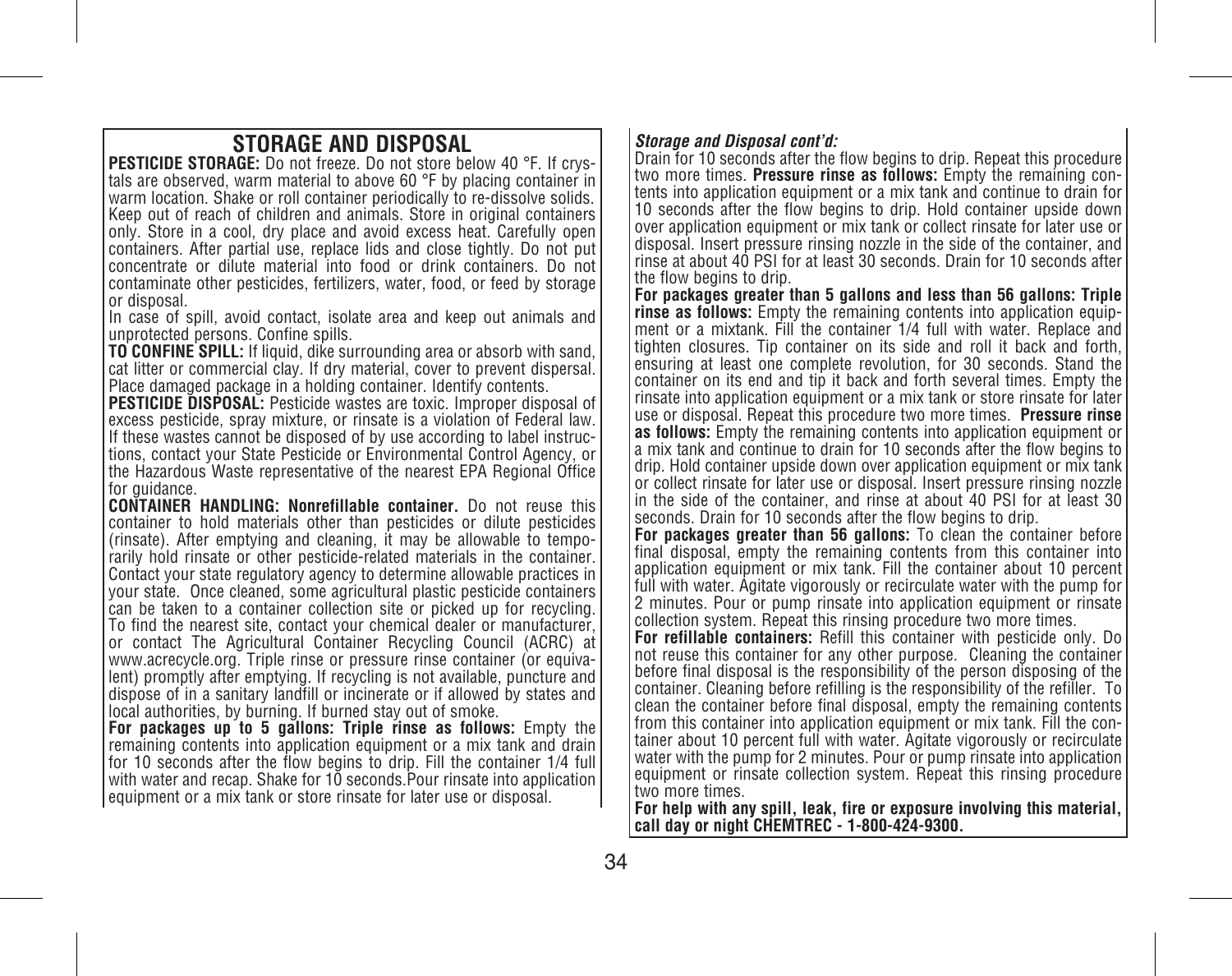## STORAGE AND DISPOSAL

**PESTICIDE STORAGE:** Do not freeze. Do not store below 40 °F. If crystals are observed, warm material to above 60 °F by placing container in warm location. Shake or roll container periodically to re-dissolve solids. Keep out of reach of children and animals. Store in original containers only. Store in a cool, dry place and avoid excess heat. Carefully open containers. After partial use, replace lids and close tightly. Do not put concentrate or dilute material into food or drink containers. Do not contaminate other pesticides, fertilizers, water, food, or feed by storage or disposal.

In case of spill, avoid contact, isolate area and keep out animals and unprotected persons. Confine spills.

**TO CONFINE SPILL:** If liquid, dike surrounding area or absorb with sand, cat litter or commercial clay. If dry material, cover to prevent dispersal. Place damaged package in a holding container. Identify contents.

**PESTICIDE DISPOSAL:** Pesticide wastes are toxic. Improper disposal of excess pesticide, spray mixture, or rinsate is a violation of Federal law. If these wastes cannot be disposed of by use according to label instructions, contact your State Pesticide or Environmental Control Agency, or the Hazardous Waste representative of the nearest EPA Regional Office for guidance.

**CONTAINER HANDLING: Nonrefillable container.** Do not reuse this container to hold materials other than pesticides or dilute pesticides (rinsate). After emptying and cleaning, it may be allowable to temporarily hold rinsate or other pesticide-related materials in the container. Contact your state regulatory agency to determine allowable practices in your state. Once cleaned, some agricultural plastic pesticide containers can be taken to a container collection site or picked up for recycling. To find the nearest site, contact your chemical dealer or manufacturer, or contact The Agricultural Container Recycling Council (ACRC) at www.acrecycle.org. Triple rinse or pressure rinse container (or equivalent) promptly after emptying. If recycling is not available, puncture and dispose of in a sanitary landfill or incinerate or if allowed by states and local authorities, by burning. If burned stay out of smoke.

**For packages up to 5 gallons: Triple rinse as follows:** Empty the remaining contents into application equipment or a mix tank and drain for 10 seconds after the flow begins to drip. Fill the container 1/4 full with water and recap. Shake for 10 seconds.Pour rinsate into application equipment or a mix tank or store rinsate for later use or disposal.

***Storage and Disposal cont'd:***

Drain for 10 seconds after the flow begins to drip. Repeat this procedure two more times. **Pressure rinse as follows:** Empty the remaining contents into application equipment or a mix tank and continue to drain for 10 seconds after the flow begins to drip. Hold container upside down over application equipment or mix tank or collect rinsate for later use or disposal. Insert pressure rinsing nozzle in the side of the container, and rinse at about 40 PSI for at least 30 seconds. Drain for 10 seconds after the flow begins to drip.

**For packages greater than 5 gallons and less than 56 gallons: Triple rinse as follows:** Empty the remaining contents into application equipment or a mixtank. Fill the container 1/4 full with water. Replace and tighten closures. Tip container on its side and roll it back and forth, ensuring at least one complete revolution, for 30 seconds. Stand the container on its end and tip it back and forth several times. Empty the rinsate into application equipment or a mix tank or store rinsate for later use or disposal. Repeat this procedure two more times. **Pressure rinse as follows:** Empty the remaining contents into application equipment or a mix tank and continue to drain for 10 seconds after the flow begins to drip. Hold container upside down over application equipment or mix tank or collect rinsate for later use or disposal. Insert pressure rinsing nozzle in the side of the container, and rinse at about 40 PSI for at least 30 seconds. Drain for 10 seconds after the flow begins to drip.

**For packages greater than 56 gallons:** To clean the container before final disposal, empty the remaining contents from this container into application equipment or mix tank. Fill the container about 10 percent full with water. Agitate vigorously or recirculate water with the pump for 2 minutes. Pour or pump rinsate into application equipment or rinsate collection system. Repeat this rinsing procedure two more times.

**For refillable containers:** Refill this container with pesticide only. Do not reuse this container for any other purpose. Cleaning the container before final disposal is the responsibility of the person disposing of the container. Cleaning before refilling is the responsibility of the refiller. To clean the container before final disposal, empty the remaining contents from this container into application equipment or mix tank. Fill the container about 10 percent full with water. Agitate vigorously or recirculate water with the pump for 2 minutes. Pour or pump rinsate into application equipment or rinsate collection system. Repeat this rinsing procedure two more times.

**For help with any spill, leak, fire or exposure involving this material, call day or night CHEMTREC - 1-800-424-9300.**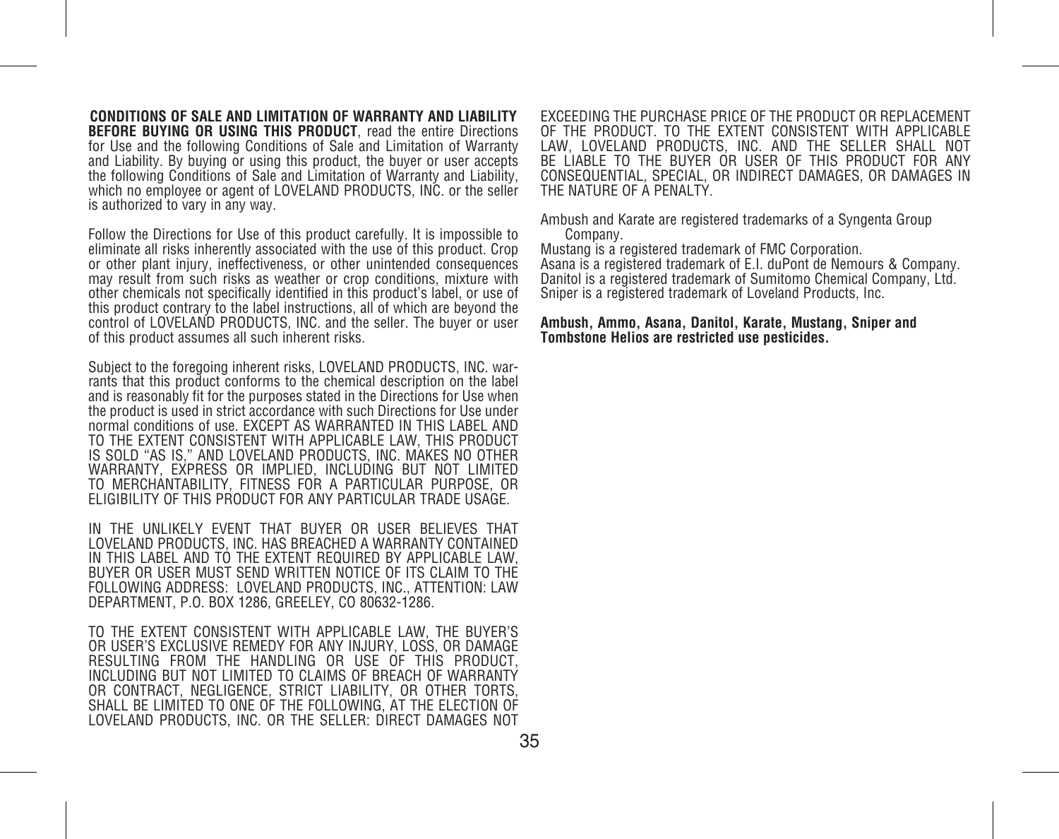**CONDITIONS OF SALE AND LIMITATION OF WARRANTY AND LIABILITY**

**BEFORE BUYING OR USING THIS PRODUCT**, read the entire Directions for Use and the following Conditions of Sale and Limitation of Warranty and Liability. By buying or using this product, the buyer or user accepts the following Conditions of Sale and Limitation of Warranty and Liability, which no employee or agent of LOVELAND PRODUCTS, INC. or the seller is authorized to vary in any way.

Follow the Directions for Use of this product carefully. It is impossible to eliminate all risks inherently associated with the use of this product. Crop or other plant injury, ineffectiveness, or other unintended consequences may result from such risks as weather or crop conditions, mixture with other chemicals not specifically identified in this product's label, or use of this product contrary to the label instructions, all of which are beyond the control of LOVELAND PRODUCTS, INC. and the seller. The buyer or user of this product assumes all such inherent risks.

Subject to the foregoing inherent risks, LOVELAND PRODUCTS, INC. warrants that this product conforms to the chemical description on the label and is reasonably fit for the purposes stated in the Directions for Use when the product is used in strict accordance with such Directions for Use under normal conditions of use. EXCEPT AS WARRANTED IN THIS LABEL AND TO THE EXTENT CONSISTENT WITH APPLICABLE LAW, THIS PRODUCT IS SOLD "AS IS," AND LOVELAND PRODUCTS, INC. MAKES NO OTHER WARRANTY, EXPRESS OR IMPLIED, INCLUDING BUT NOT LIMITED TO MERCHANTABILITY, FITNESS FOR A PARTICULAR PURPOSE, OR ELIGIBILITY OF THIS PRODUCT FOR ANY PARTICULAR TRADE USAGE.

IN THE UNLIKELY EVENT THAT BUYER OR USER BELIEVES THAT LOVELAND PRODUCTS, INC. HAS BREACHED A WARRANTY CONTAINED IN THIS LABEL AND TO THE EXTENT REQUIRED BY APPLICABLE LAW, BUYER OR USER MUST SEND WRITTEN NOTICE OF ITS CLAIM TO THE FOLLOWING ADDRESS: LOVELAND PRODUCTS, INC., ATTENTION: LAW DEPARTMENT, P.O. BOX 1286, GREELEY, CO 80632-1286.

TO THE EXTENT CONSISTENT WITH APPLICABLE LAW, THE BUYER'S OR USER'S EXCLUSIVE REMEDY FOR ANY INJURY, LOSS, OR DAMAGE RESULTING FROM THE HANDLING OR USE OF THIS PRODUCT, INCLUDING BUT NOT LIMITED TO CLAIMS OF BREACH OF WARRANTY OR CONTRACT, NEGLIGENCE, STRICT LIABILITY, OR OTHER TORTS, SHALL BE LIMITED TO ONE OF THE FOLLOWING, AT THE ELECTION OF LOVELAND PRODUCTS, INC. OR THE SELLER: DIRECT DAMAGES NOT EXCEEDING THE PURCHASE PRICE OF THE PRODUCT OR REPLACEMENT OF THE PRODUCT. TO THE EXTENT CONSISTENT WITH APPLICABLE LAW, LOVELAND PRODUCTS, INC. AND THE SELLER SHALL NOT BE LIABLE TO THE BUYER OR USER OF THIS PRODUCT FOR ANY CONSEQUENTIAL, SPECIAL, OR INDIRECT DAMAGES, OR DAMAGES IN THE NATURE OF A PENALTY.

Ambush and Karate are registered trademarks of a Syngenta Group Company.
Mustang is a registered trademark of FMC Corporation.
Asana is a registered trademark of E.I. duPont de Nemours & Company.
Danitol is a registered trademark of Sumitomo Chemical Company, Ltd.
Sniper is a registered trademark of Loveland Products, Inc.

**Ambush, Ammo, Asana, Danitol, Karate, Mustang, Sniper and Tombstone Helios are restricted use pesticides.**